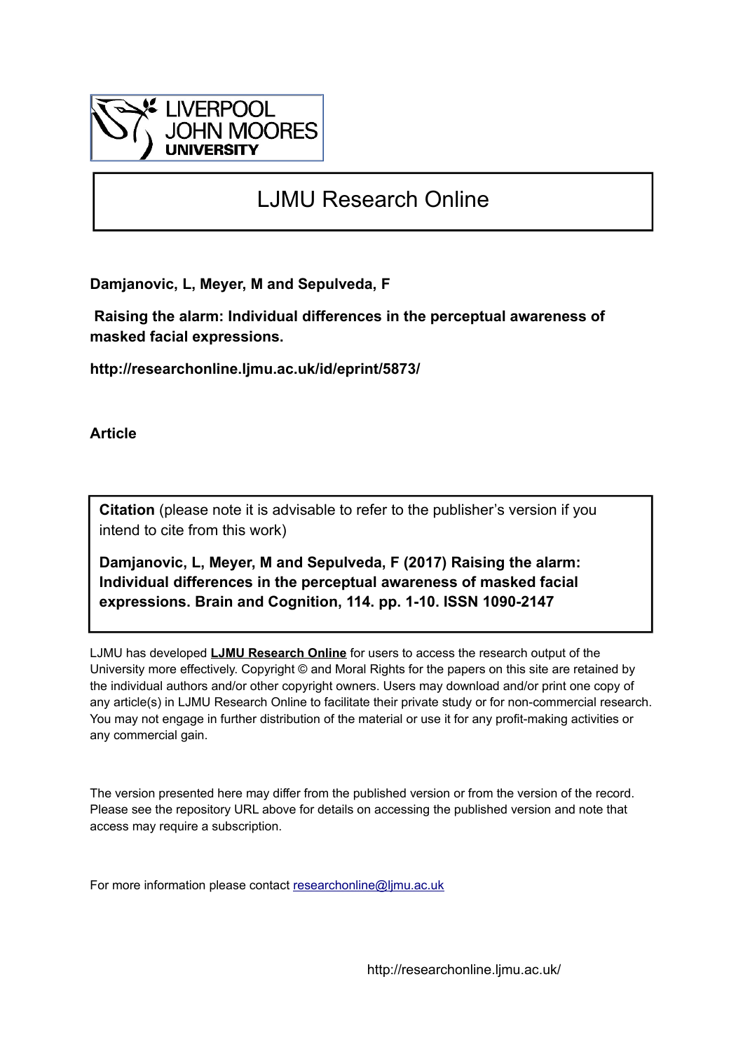LIVERPOOL JOHN MOORES UNIVERSITY

# LJMU Research Online

**Damjanovic, L, Meyer, M and Sepulveda, F**

**Raising the alarm: Individual differences in the perceptual awareness of masked facial expressions.**

**http://researchonline.ljmu.ac.uk/id/eprint/5873/**

**Article**

**Citation** (please note it is advisable to refer to the publisher's version if you intend to cite from this work)

**Damjanovic, L, Meyer, M and Sepulveda, F (2017) Raising the alarm: Individual differences in the perceptual awareness of masked facial expressions. Brain and Cognition, 114. pp. 1-10. ISSN 1090-2147**

LJMU has developed **LJMU Research Online** for users to access the research output of the University more effectively. Copyright © and Moral Rights for the papers on this site are retained by the individual authors and/or other copyright owners. Users may download and/or print one copy of any article(s) in LJMU Research Online to facilitate their private study or for non-commercial research. You may not engage in further distribution of the material or use it for any profit-making activities or any commercial gain.

The version presented here may differ from the published version or from the version of the record. Please see the repository URL above for details on accessing the published version and note that access may require a subscription.

For more information please contact researchonline@ljmu.ac.uk

http://researchonline.ljmu.ac.uk/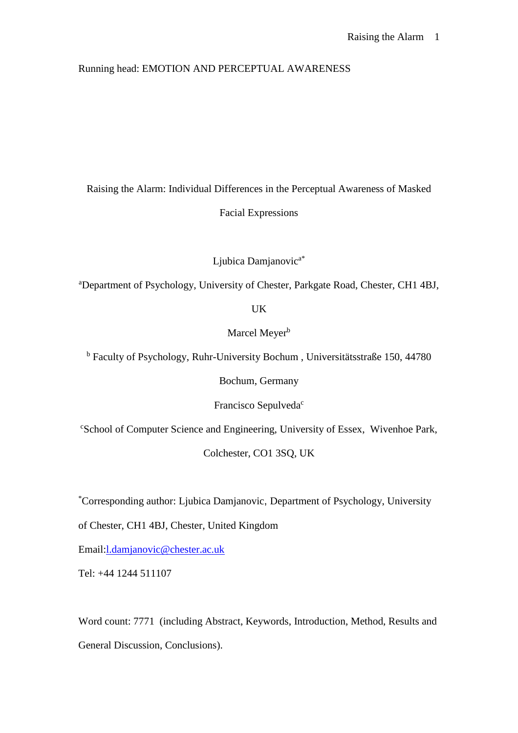Running head: EMOTION AND PERCEPTUAL AWARENESS

Raising the Alarm: Individual Differences in the Perceptual Awareness of Masked Facial Expressions

Ljubica Damjanovic[a*]

[a]Department of Psychology, University of Chester, Parkgate Road, Chester, CH1 4BJ, UK

Marcel Meyer[b]

[b] Faculty of Psychology, Ruhr-University Bochum , Universitätsstraße 150, 44780 Bochum, Germany

Francisco Sepulveda[c]

[c]School of Computer Science and Engineering, University of Essex, Wivenhoe Park, Colchester, CO1 3SQ, UK

[*]Corresponding author: Ljubica Damjanovic, Department of Psychology, University of Chester, CH1 4BJ, Chester, United Kingdom

Email:l.damjanovic@chester.ac.uk

Tel: +44 1244 511107

Word count: 7771 (including Abstract, Keywords, Introduction, Method, Results and General Discussion, Conclusions).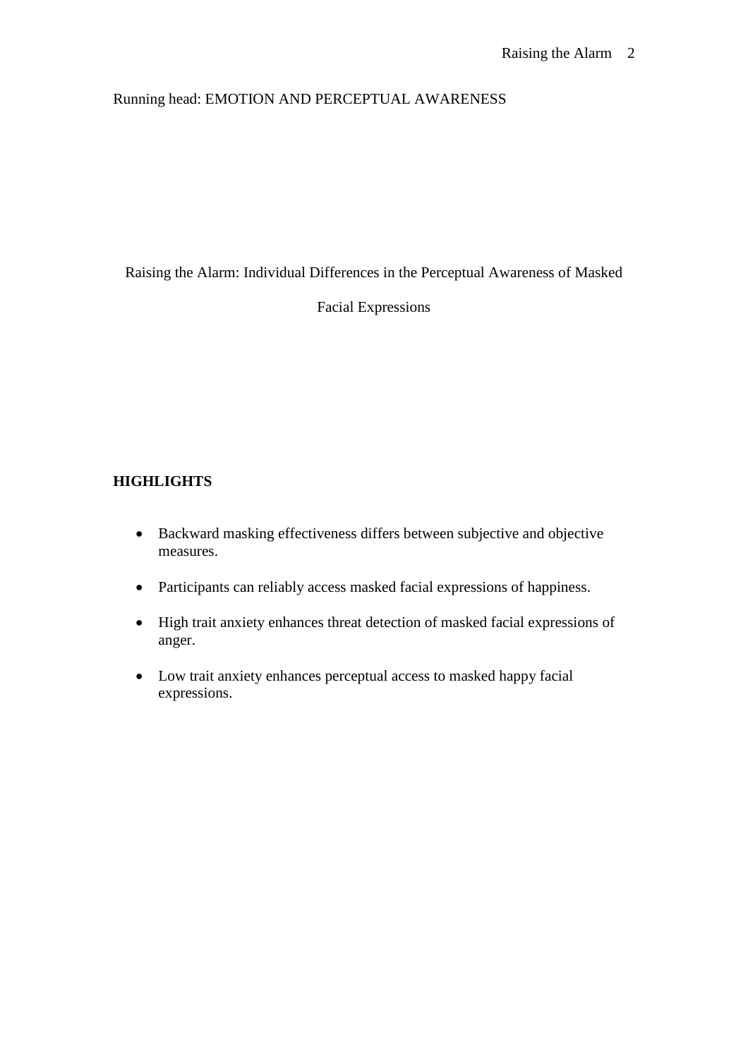Running head: EMOTION AND PERCEPTUAL AWARENESS

# Raising the Alarm: Individual Differences in the Perceptual Awareness of Masked Facial Expressions

**HIGHLIGHTS**

- Backward masking effectiveness differs between subjective and objective measures.
- Participants can reliably access masked facial expressions of happiness.
- High trait anxiety enhances threat detection of masked facial expressions of anger.
- Low trait anxiety enhances perceptual access to masked happy facial expressions.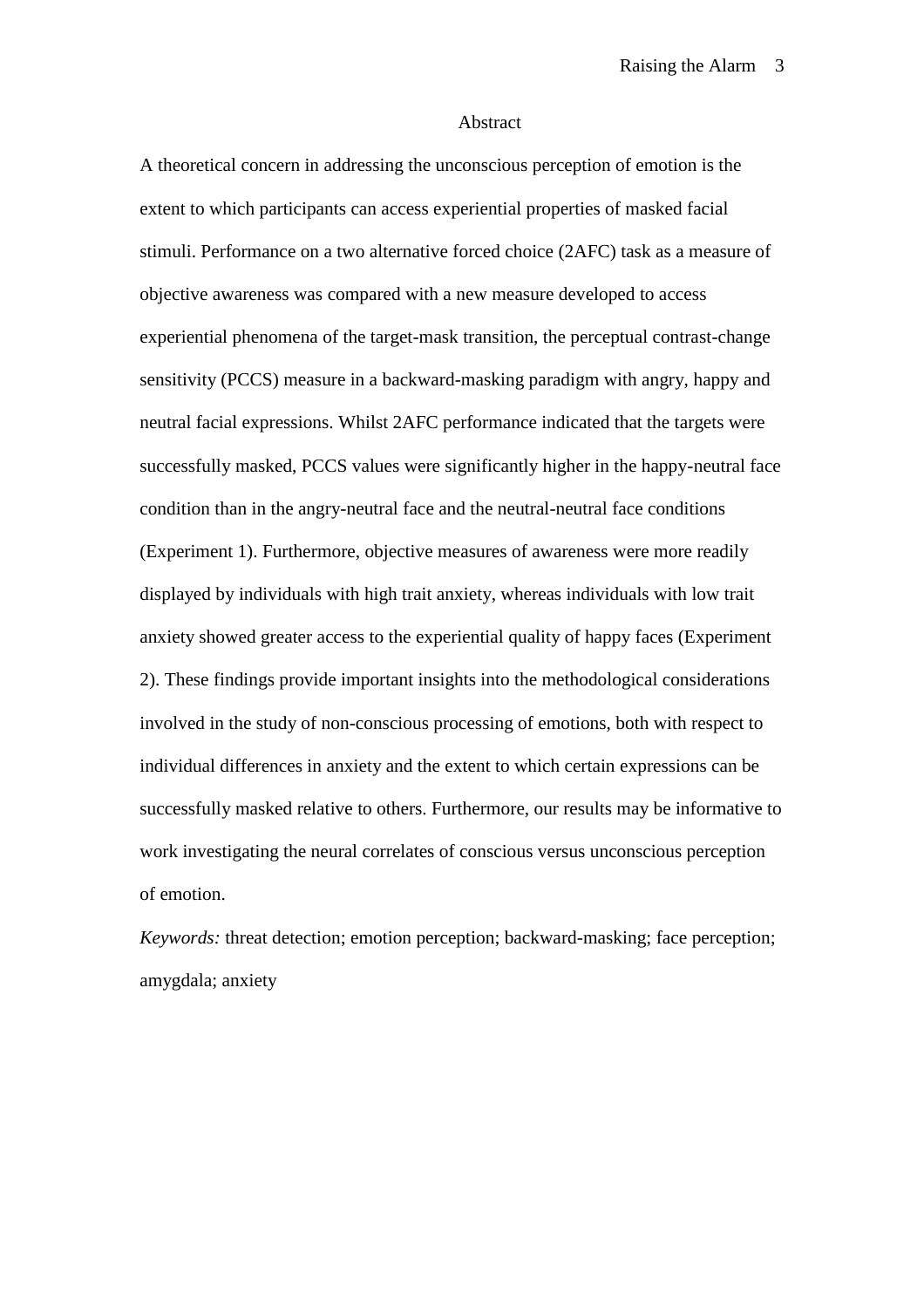## Abstract

A theoretical concern in addressing the unconscious perception of emotion is the extent to which participants can access experiential properties of masked facial stimuli. Performance on a two alternative forced choice (2AFC) task as a measure of objective awareness was compared with a new measure developed to access experiential phenomena of the target-mask transition, the perceptual contrast-change sensitivity (PCCS) measure in a backward-masking paradigm with angry, happy and neutral facial expressions. Whilst 2AFC performance indicated that the targets were successfully masked, PCCS values were significantly higher in the happy-neutral face condition than in the angry-neutral face and the neutral-neutral face conditions (Experiment 1). Furthermore, objective measures of awareness were more readily displayed by individuals with high trait anxiety, whereas individuals with low trait anxiety showed greater access to the experiential quality of happy faces (Experiment 2). These findings provide important insights into the methodological considerations involved in the study of non-conscious processing of emotions, both with respect to individual differences in anxiety and the extent to which certain expressions can be successfully masked relative to others. Furthermore, our results may be informative to work investigating the neural correlates of conscious versus unconscious perception of emotion.

*Keywords:* threat detection; emotion perception; backward-masking; face perception; amygdala; anxiety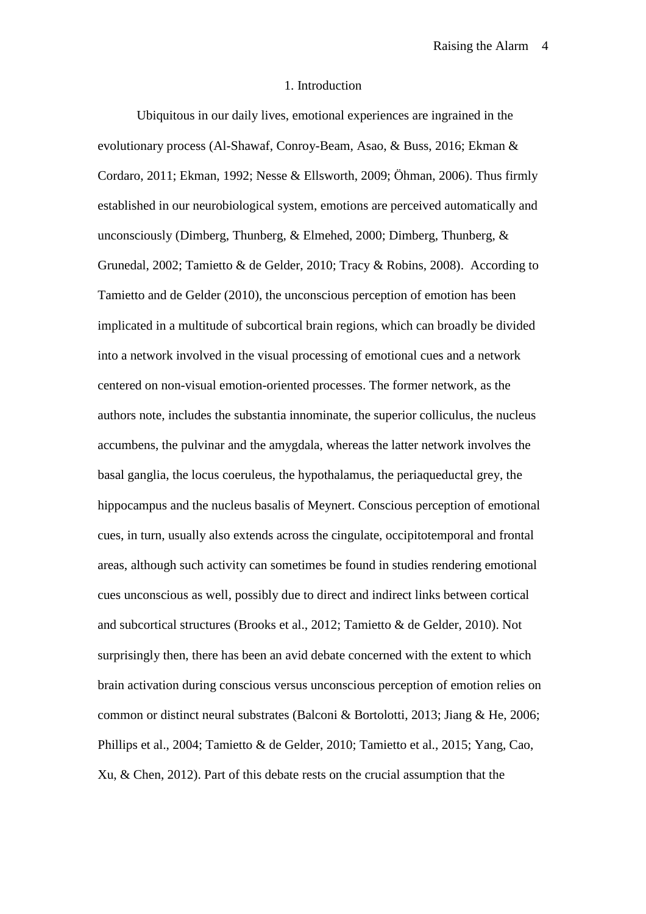# 1. Introduction

Ubiquitous in our daily lives, emotional experiences are ingrained in the evolutionary process (Al-Shawaf, Conroy-Beam, Asao, & Buss, 2016; Ekman & Cordaro, 2011; Ekman, 1992; Nesse & Ellsworth, 2009; Öhman, 2006). Thus firmly established in our neurobiological system, emotions are perceived automatically and unconsciously (Dimberg, Thunberg, & Elmehed, 2000; Dimberg, Thunberg, & Grunedal, 2002; Tamietto & de Gelder, 2010; Tracy & Robins, 2008). According to Tamietto and de Gelder (2010), the unconscious perception of emotion has been implicated in a multitude of subcortical brain regions, which can broadly be divided into a network involved in the visual processing of emotional cues and a network centered on non-visual emotion-oriented processes. The former network, as the authors note, includes the substantia innominate, the superior colliculus, the nucleus accumbens, the pulvinar and the amygdala, whereas the latter network involves the basal ganglia, the locus coeruleus, the hypothalamus, the periaqueductal grey, the hippocampus and the nucleus basalis of Meynert. Conscious perception of emotional cues, in turn, usually also extends across the cingulate, occipitotemporal and frontal areas, although such activity can sometimes be found in studies rendering emotional cues unconscious as well, possibly due to direct and indirect links between cortical and subcortical structures (Brooks et al., 2012; Tamietto & de Gelder, 2010). Not surprisingly then, there has been an avid debate concerned with the extent to which brain activation during conscious versus unconscious perception of emotion relies on common or distinct neural substrates (Balconi & Bortolotti, 2013; Jiang & He, 2006; Phillips et al., 2004; Tamietto & de Gelder, 2010; Tamietto et al., 2015; Yang, Cao, Xu, & Chen, 2012). Part of this debate rests on the crucial assumption that the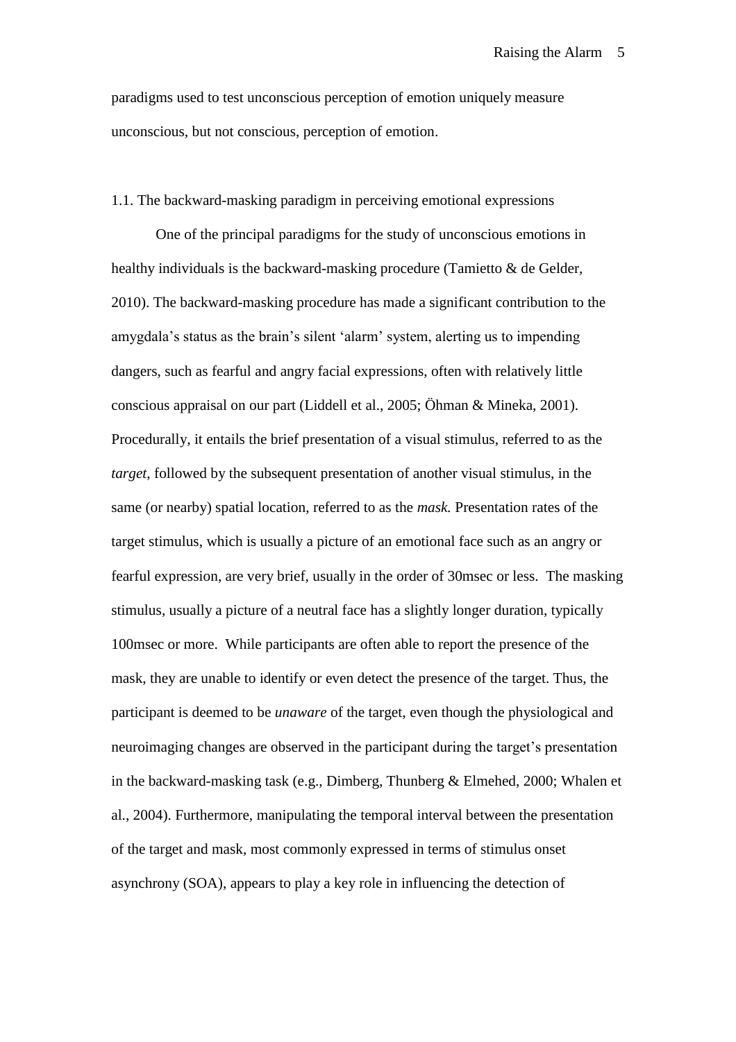paradigms used to test unconscious perception of emotion uniquely measure unconscious, but not conscious, perception of emotion.

### 1.1. The backward-masking paradigm in perceiving emotional expressions

One of the principal paradigms for the study of unconscious emotions in healthy individuals is the backward-masking procedure (Tamietto & de Gelder, 2010). The backward-masking procedure has made a significant contribution to the amygdala's status as the brain's silent 'alarm' system, alerting us to impending dangers, such as fearful and angry facial expressions, often with relatively little conscious appraisal on our part (Liddell et al., 2005; Öhman & Mineka, 2001). Procedurally, it entails the brief presentation of a visual stimulus, referred to as the *target*, followed by the subsequent presentation of another visual stimulus, in the same (or nearby) spatial location, referred to as the *mask.* Presentation rates of the target stimulus, which is usually a picture of an emotional face such as an angry or fearful expression, are very brief, usually in the order of 30msec or less. The masking stimulus, usually a picture of a neutral face has a slightly longer duration, typically 100msec or more. While participants are often able to report the presence of the mask, they are unable to identify or even detect the presence of the target. Thus, the participant is deemed to be *unaware* of the target, even though the physiological and neuroimaging changes are observed in the participant during the target's presentation in the backward-masking task (e.g., Dimberg, Thunberg & Elmehed, 2000; Whalen et al., 2004). Furthermore, manipulating the temporal interval between the presentation of the target and mask, most commonly expressed in terms of stimulus onset asynchrony (SOA), appears to play a key role in influencing the detection of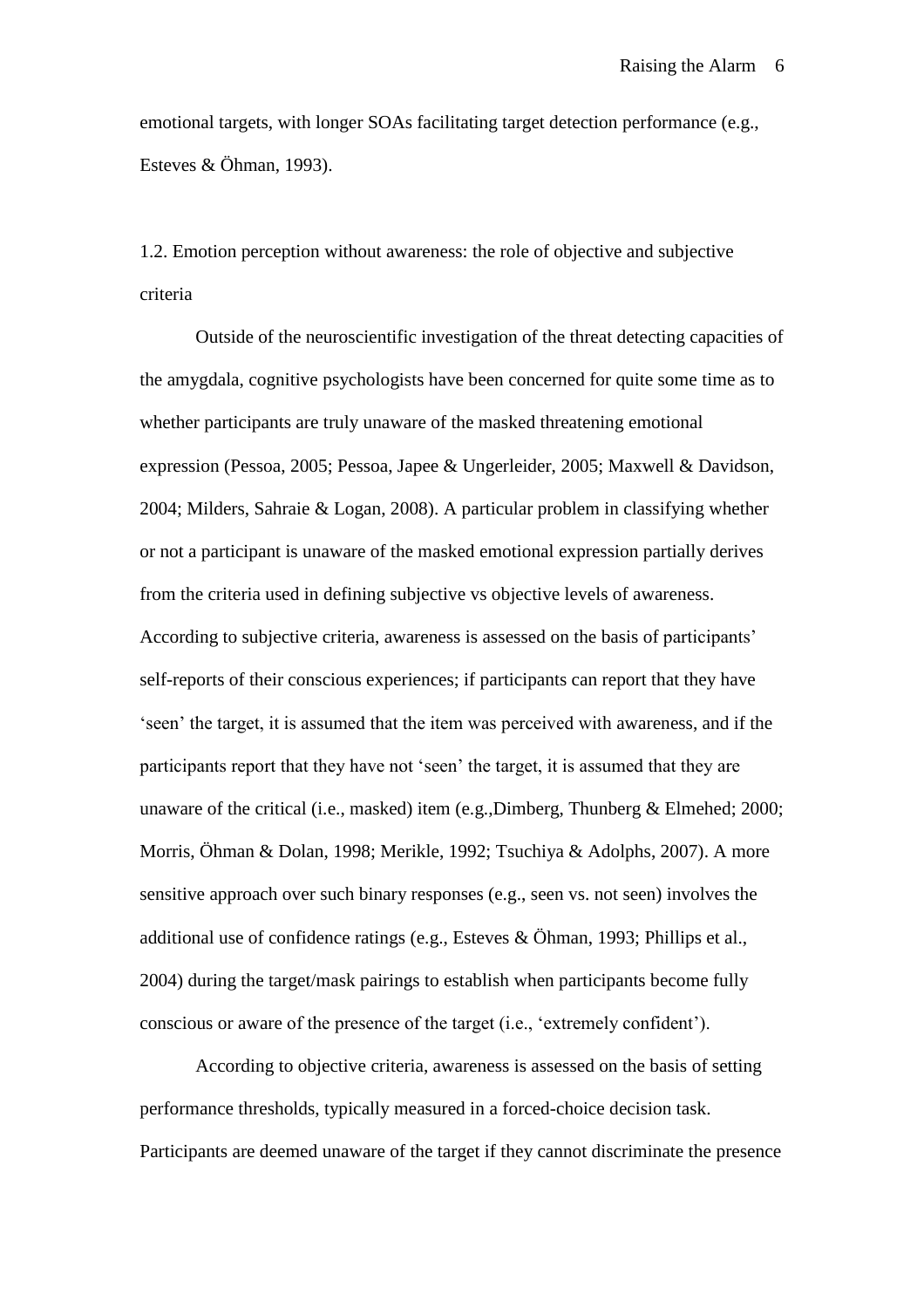emotional targets, with longer SOAs facilitating target detection performance (e.g., Esteves & Öhman, 1993).

## 1.2. Emotion perception without awareness: the role of objective and subjective criteria

Outside of the neuroscientific investigation of the threat detecting capacities of the amygdala, cognitive psychologists have been concerned for quite some time as to whether participants are truly unaware of the masked threatening emotional expression (Pessoa, 2005; Pessoa, Japee & Ungerleider, 2005; Maxwell & Davidson, 2004; Milders, Sahraie & Logan, 2008). A particular problem in classifying whether or not a participant is unaware of the masked emotional expression partially derives from the criteria used in defining subjective vs objective levels of awareness. According to subjective criteria, awareness is assessed on the basis of participants' self-reports of their conscious experiences; if participants can report that they have 'seen' the target, it is assumed that the item was perceived with awareness, and if the participants report that they have not 'seen' the target, it is assumed that they are unaware of the critical (i.e., masked) item (e.g.,Dimberg, Thunberg & Elmehed; 2000; Morris, Öhman & Dolan, 1998; Merikle, 1992; Tsuchiya & Adolphs, 2007). A more sensitive approach over such binary responses (e.g., seen vs. not seen) involves the additional use of confidence ratings (e.g., Esteves & Öhman, 1993; Phillips et al., 2004) during the target/mask pairings to establish when participants become fully conscious or aware of the presence of the target (i.e., 'extremely confident').

According to objective criteria, awareness is assessed on the basis of setting performance thresholds, typically measured in a forced-choice decision task. Participants are deemed unaware of the target if they cannot discriminate the presence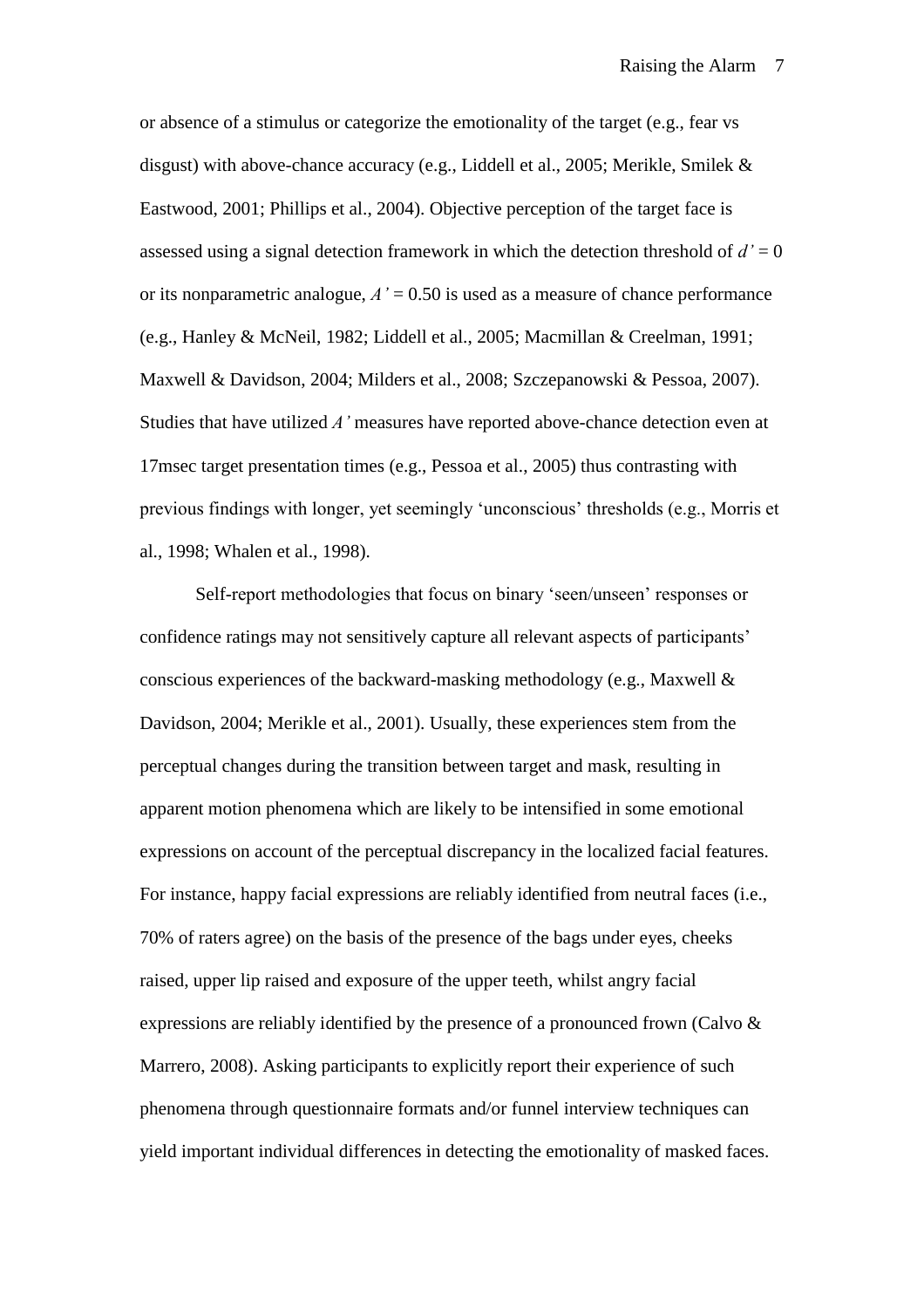or absence of a stimulus or categorize the emotionality of the target (e.g., fear vs disgust) with above-chance accuracy (e.g., Liddell et al., 2005; Merikle, Smilek & Eastwood, 2001; Phillips et al., 2004). Objective perception of the target face is assessed using a signal detection framework in which the detection threshold of $d' = 0$ or its nonparametric analogue, $A' = 0.50$ is used as a measure of chance performance (e.g., Hanley & McNeil, 1982; Liddell et al., 2005; Macmillan & Creelman, 1991; Maxwell & Davidson, 2004; Milders et al., 2008; Szczepanowski & Pessoa, 2007). Studies that have utilized $A'$ measures have reported above-chance detection even at 17msec target presentation times (e.g., Pessoa et al., 2005) thus contrasting with previous findings with longer, yet seemingly 'unconscious' thresholds (e.g., Morris et al., 1998; Whalen et al., 1998).

Self-report methodologies that focus on binary 'seen/unseen' responses or confidence ratings may not sensitively capture all relevant aspects of participants' conscious experiences of the backward-masking methodology (e.g., Maxwell & Davidson, 2004; Merikle et al., 2001). Usually, these experiences stem from the perceptual changes during the transition between target and mask, resulting in apparent motion phenomena which are likely to be intensified in some emotional expressions on account of the perceptual discrepancy in the localized facial features. For instance, happy facial expressions are reliably identified from neutral faces (i.e., 70% of raters agree) on the basis of the presence of the bags under eyes, cheeks raised, upper lip raised and exposure of the upper teeth, whilst angry facial expressions are reliably identified by the presence of a pronounced frown (Calvo & Marrero, 2008). Asking participants to explicitly report their experience of such phenomena through questionnaire formats and/or funnel interview techniques can yield important individual differences in detecting the emotionality of masked faces.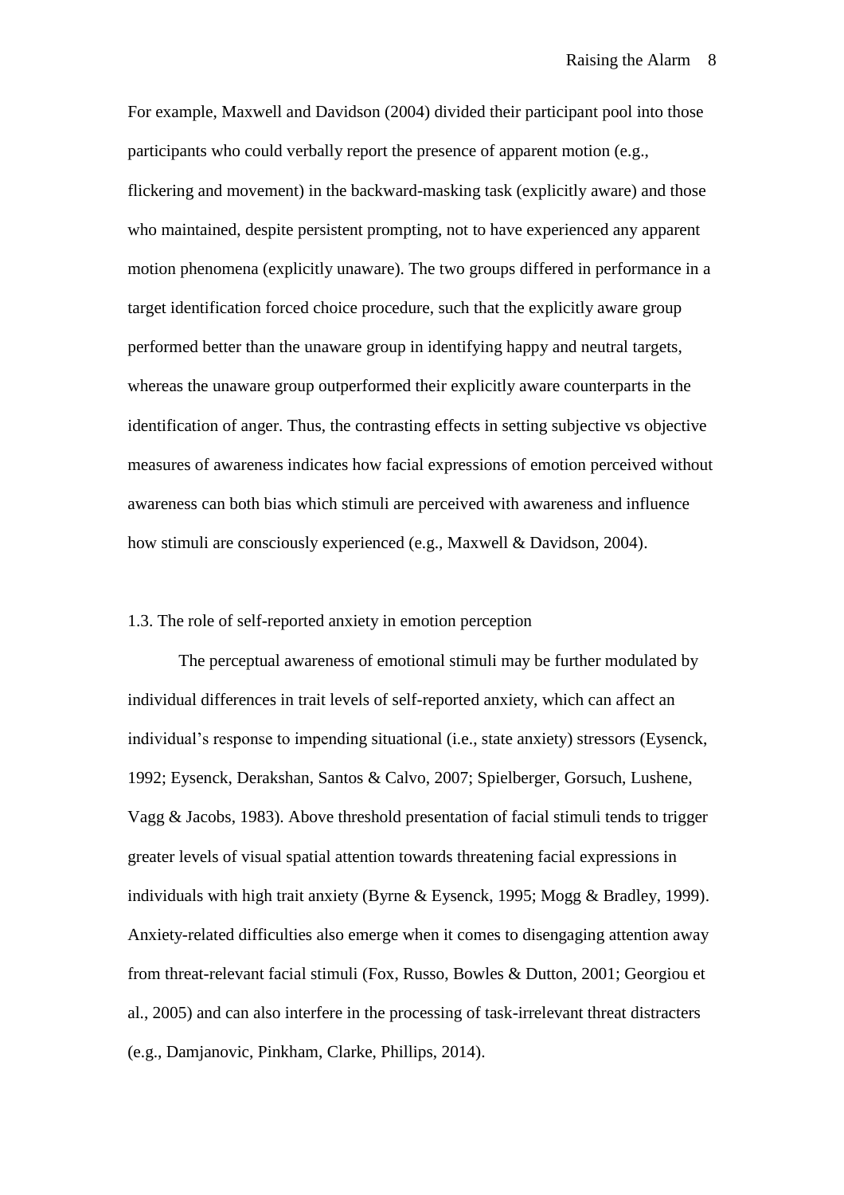For example, Maxwell and Davidson (2004) divided their participant pool into those participants who could verbally report the presence of apparent motion (e.g., flickering and movement) in the backward-masking task (explicitly aware) and those who maintained, despite persistent prompting, not to have experienced any apparent motion phenomena (explicitly unaware). The two groups differed in performance in a target identification forced choice procedure, such that the explicitly aware group performed better than the unaware group in identifying happy and neutral targets, whereas the unaware group outperformed their explicitly aware counterparts in the identification of anger. Thus, the contrasting effects in setting subjective vs objective measures of awareness indicates how facial expressions of emotion perceived without awareness can both bias which stimuli are perceived with awareness and influence how stimuli are consciously experienced (e.g., Maxwell & Davidson, 2004).

### 1.3. The role of self-reported anxiety in emotion perception

The perceptual awareness of emotional stimuli may be further modulated by individual differences in trait levels of self-reported anxiety, which can affect an individual's response to impending situational (i.e., state anxiety) stressors (Eysenck, 1992; Eysenck, Derakshan, Santos & Calvo, 2007; Spielberger, Gorsuch, Lushene, Vagg & Jacobs, 1983). Above threshold presentation of facial stimuli tends to trigger greater levels of visual spatial attention towards threatening facial expressions in individuals with high trait anxiety (Byrne & Eysenck, 1995; Mogg & Bradley, 1999). Anxiety-related difficulties also emerge when it comes to disengaging attention away from threat-relevant facial stimuli (Fox, Russo, Bowles & Dutton, 2001; Georgiou et al., 2005) and can also interfere in the processing of task-irrelevant threat distracters (e.g., Damjanovic, Pinkham, Clarke, Phillips, 2014).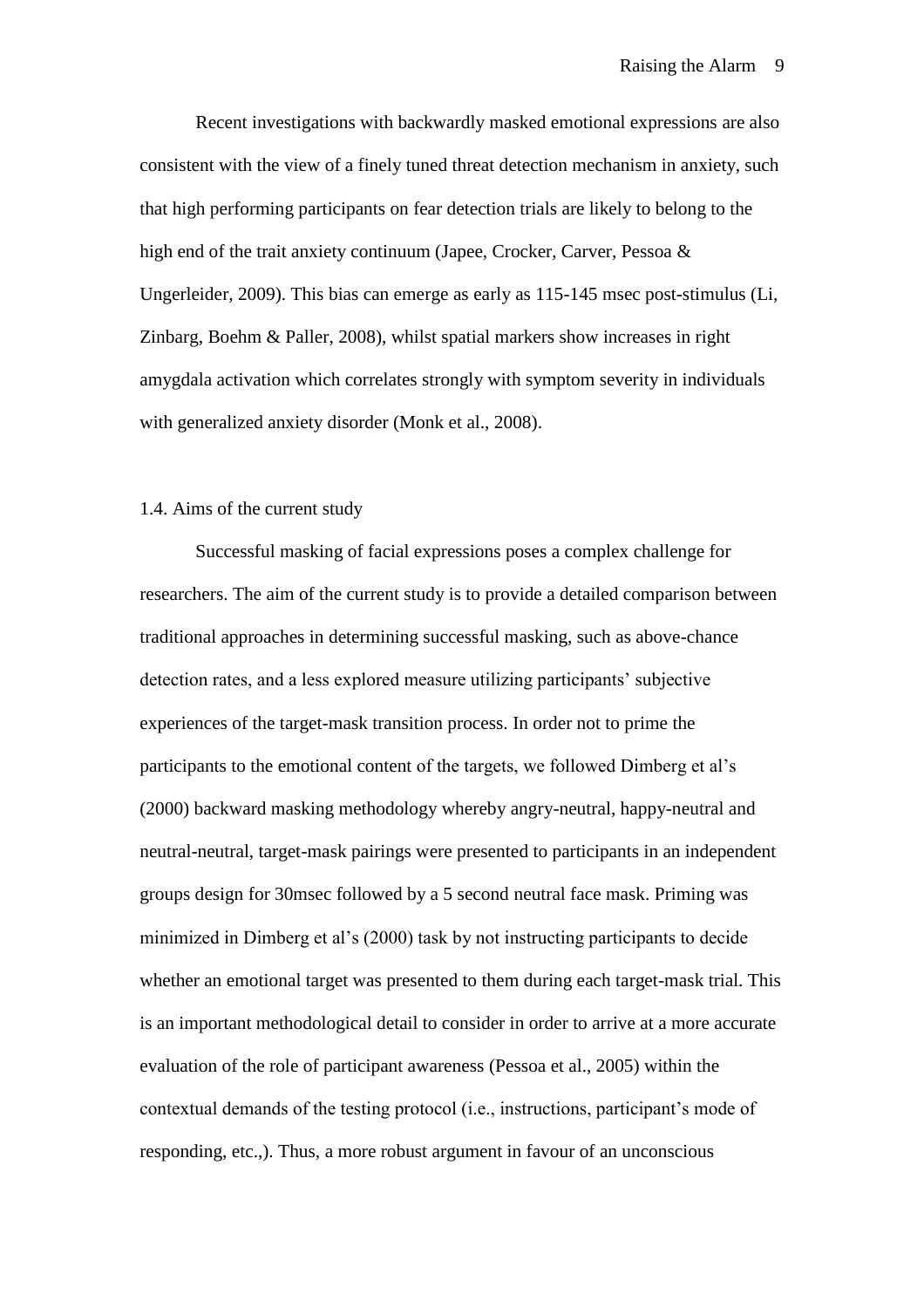Recent investigations with backwardly masked emotional expressions are also consistent with the view of a finely tuned threat detection mechanism in anxiety, such that high performing participants on fear detection trials are likely to belong to the high end of the trait anxiety continuum (Japee, Crocker, Carver, Pessoa & Ungerleider, 2009). This bias can emerge as early as 115-145 msec post-stimulus (Li, Zinbarg, Boehm & Paller, 2008), whilst spatial markers show increases in right amygdala activation which correlates strongly with symptom severity in individuals with generalized anxiety disorder (Monk et al., 2008).

### 1.4. Aims of the current study

Successful masking of facial expressions poses a complex challenge for researchers. The aim of the current study is to provide a detailed comparison between traditional approaches in determining successful masking, such as above-chance detection rates, and a less explored measure utilizing participants' subjective experiences of the target-mask transition process. In order not to prime the participants to the emotional content of the targets, we followed Dimberg et al's (2000) backward masking methodology whereby angry-neutral, happy-neutral and neutral-neutral, target-mask pairings were presented to participants in an independent groups design for 30msec followed by a 5 second neutral face mask. Priming was minimized in Dimberg et al's (2000) task by not instructing participants to decide whether an emotional target was presented to them during each target-mask trial. This is an important methodological detail to consider in order to arrive at a more accurate evaluation of the role of participant awareness (Pessoa et al., 2005) within the contextual demands of the testing protocol (i.e., instructions, participant's mode of responding, etc.,). Thus, a more robust argument in favour of an unconscious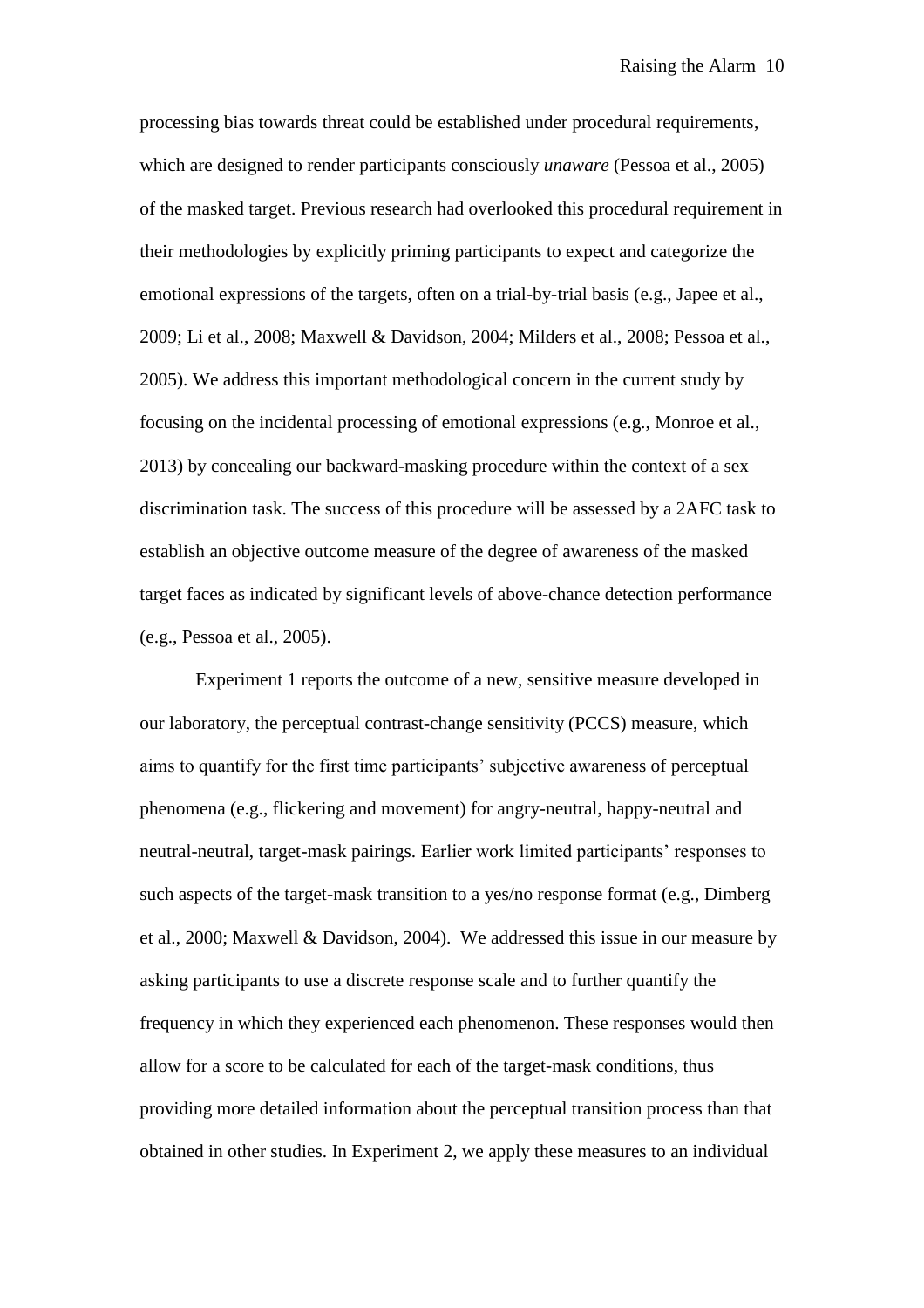processing bias towards threat could be established under procedural requirements, which are designed to render participants consciously *unaware* (Pessoa et al., 2005) of the masked target. Previous research had overlooked this procedural requirement in their methodologies by explicitly priming participants to expect and categorize the emotional expressions of the targets, often on a trial-by-trial basis (e.g., Japee et al., 2009; Li et al., 2008; Maxwell & Davidson, 2004; Milders et al., 2008; Pessoa et al., 2005). We address this important methodological concern in the current study by focusing on the incidental processing of emotional expressions (e.g., Monroe et al., 2013) by concealing our backward-masking procedure within the context of a sex discrimination task. The success of this procedure will be assessed by a 2AFC task to establish an objective outcome measure of the degree of awareness of the masked target faces as indicated by significant levels of above-chance detection performance (e.g., Pessoa et al., 2005).

Experiment 1 reports the outcome of a new, sensitive measure developed in our laboratory, the perceptual contrast-change sensitivity (PCCS) measure, which aims to quantify for the first time participants' subjective awareness of perceptual phenomena (e.g., flickering and movement) for angry-neutral, happy-neutral and neutral-neutral, target-mask pairings. Earlier work limited participants' responses to such aspects of the target-mask transition to a yes/no response format (e.g., Dimberg et al., 2000; Maxwell & Davidson, 2004). We addressed this issue in our measure by asking participants to use a discrete response scale and to further quantify the frequency in which they experienced each phenomenon. These responses would then allow for a score to be calculated for each of the target-mask conditions, thus providing more detailed information about the perceptual transition process than that obtained in other studies. In Experiment 2, we apply these measures to an individual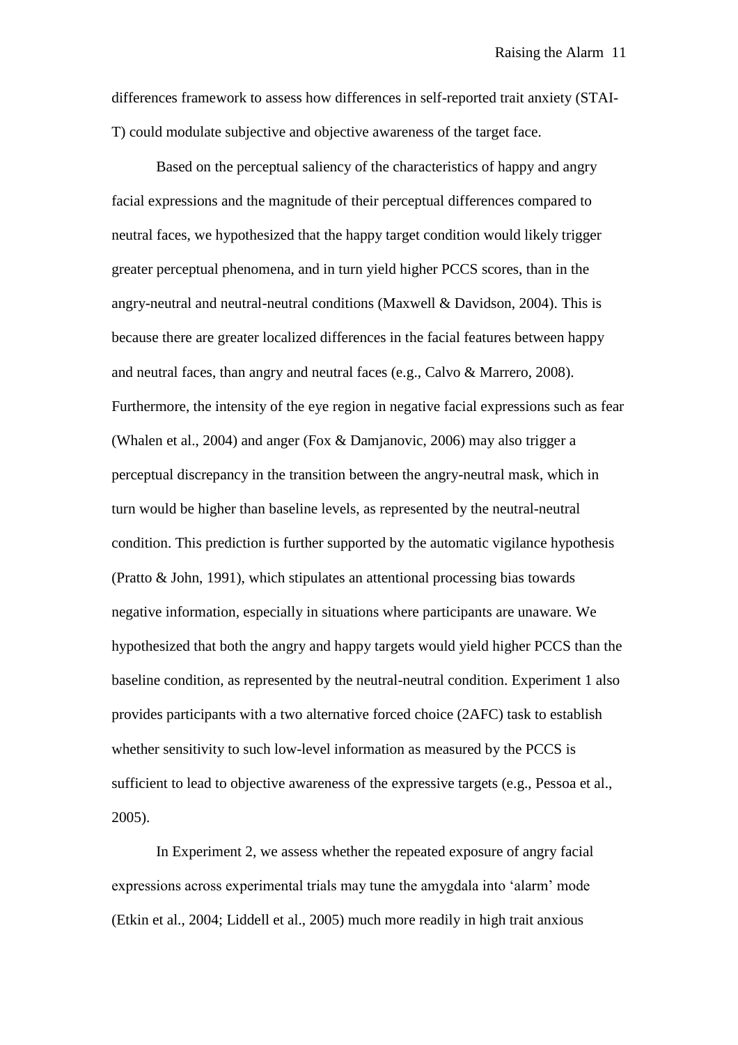differences framework to assess how differences in self-reported trait anxiety (STAI-T) could modulate subjective and objective awareness of the target face.

Based on the perceptual saliency of the characteristics of happy and angry facial expressions and the magnitude of their perceptual differences compared to neutral faces, we hypothesized that the happy target condition would likely trigger greater perceptual phenomena, and in turn yield higher PCCS scores, than in the angry-neutral and neutral-neutral conditions (Maxwell & Davidson, 2004). This is because there are greater localized differences in the facial features between happy and neutral faces, than angry and neutral faces (e.g., Calvo & Marrero, 2008). Furthermore, the intensity of the eye region in negative facial expressions such as fear (Whalen et al., 2004) and anger (Fox & Damjanovic, 2006) may also trigger a perceptual discrepancy in the transition between the angry-neutral mask, which in turn would be higher than baseline levels, as represented by the neutral-neutral condition. This prediction is further supported by the automatic vigilance hypothesis (Pratto & John, 1991), which stipulates an attentional processing bias towards negative information, especially in situations where participants are unaware. We hypothesized that both the angry and happy targets would yield higher PCCS than the baseline condition, as represented by the neutral-neutral condition. Experiment 1 also provides participants with a two alternative forced choice (2AFC) task to establish whether sensitivity to such low-level information as measured by the PCCS is sufficient to lead to objective awareness of the expressive targets (e.g., Pessoa et al., 2005).

In Experiment 2, we assess whether the repeated exposure of angry facial expressions across experimental trials may tune the amygdala into 'alarm' mode (Etkin et al., 2004; Liddell et al., 2005) much more readily in high trait anxious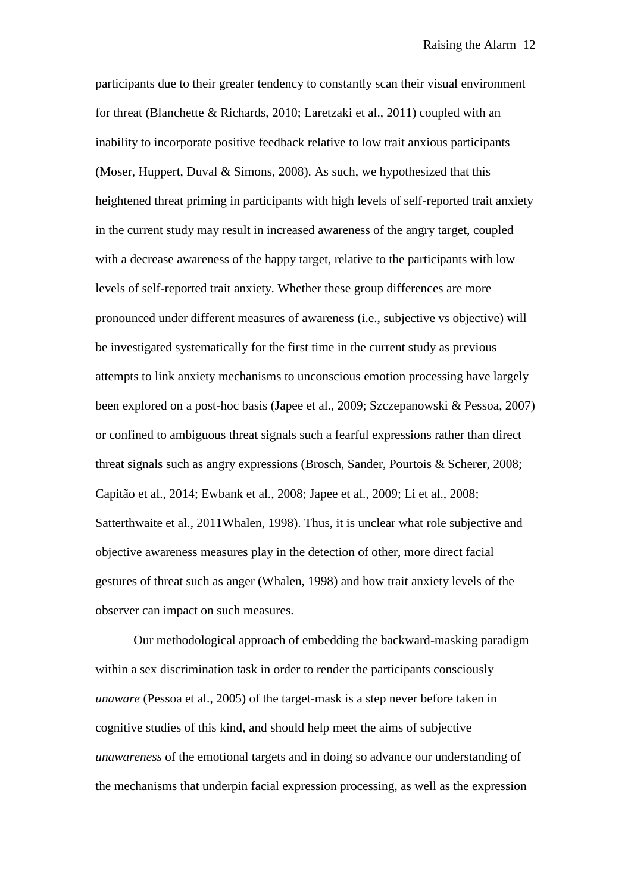participants due to their greater tendency to constantly scan their visual environment for threat (Blanchette & Richards, 2010; Laretzaki et al., 2011) coupled with an inability to incorporate positive feedback relative to low trait anxious participants (Moser, Huppert, Duval & Simons, 2008). As such, we hypothesized that this heightened threat priming in participants with high levels of self-reported trait anxiety in the current study may result in increased awareness of the angry target, coupled with a decrease awareness of the happy target, relative to the participants with low levels of self-reported trait anxiety. Whether these group differences are more pronounced under different measures of awareness (i.e., subjective vs objective) will be investigated systematically for the first time in the current study as previous attempts to link anxiety mechanisms to unconscious emotion processing have largely been explored on a post-hoc basis (Japee et al., 2009; Szczepanowski & Pessoa, 2007) or confined to ambiguous threat signals such a fearful expressions rather than direct threat signals such as angry expressions (Brosch, Sander, Pourtois & Scherer, 2008; Capitão et al., 2014; Ewbank et al., 2008; Japee et al., 2009; Li et al., 2008; Satterthwaite et al., 2011Whalen, 1998). Thus, it is unclear what role subjective and objective awareness measures play in the detection of other, more direct facial gestures of threat such as anger (Whalen, 1998) and how trait anxiety levels of the observer can impact on such measures.

Our methodological approach of embedding the backward-masking paradigm within a sex discrimination task in order to render the participants consciously *unaware* (Pessoa et al., 2005) of the target-mask is a step never before taken in cognitive studies of this kind, and should help meet the aims of subjective *unawareness* of the emotional targets and in doing so advance our understanding of the mechanisms that underpin facial expression processing, as well as the expression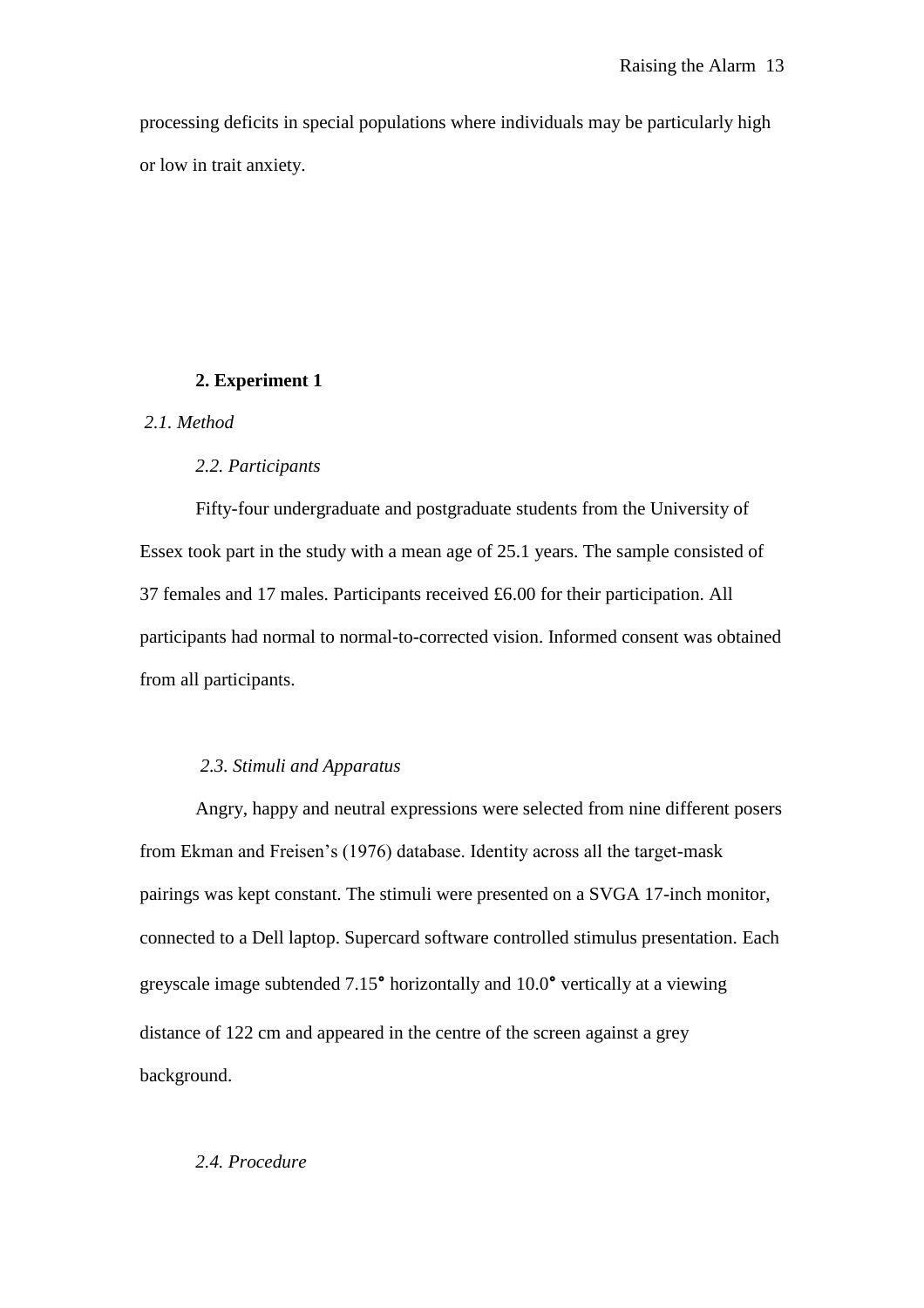processing deficits in special populations where individuals may be particularly high or low in trait anxiety.

## 2. Experiment 1

### *2.1. Method*

#### *2.2. Participants*

Fifty-four undergraduate and postgraduate students from the University of Essex took part in the study with a mean age of 25.1 years. The sample consisted of 37 females and 17 males. Participants received £6.00 for their participation. All participants had normal to normal-to-corrected vision. Informed consent was obtained from all participants.

#### *2.3. Stimuli and Apparatus*

Angry, happy and neutral expressions were selected from nine different posers from Ekman and Freisen's (1976) database. Identity across all the target-mask pairings was kept constant. The stimuli were presented on a SVGA 17-inch monitor, connected to a Dell laptop. Supercard software controlled stimulus presentation. Each greyscale image subtended 7.15° horizontally and 10.0° vertically at a viewing distance of 122 cm and appeared in the centre of the screen against a grey background.

#### *2.4. Procedure*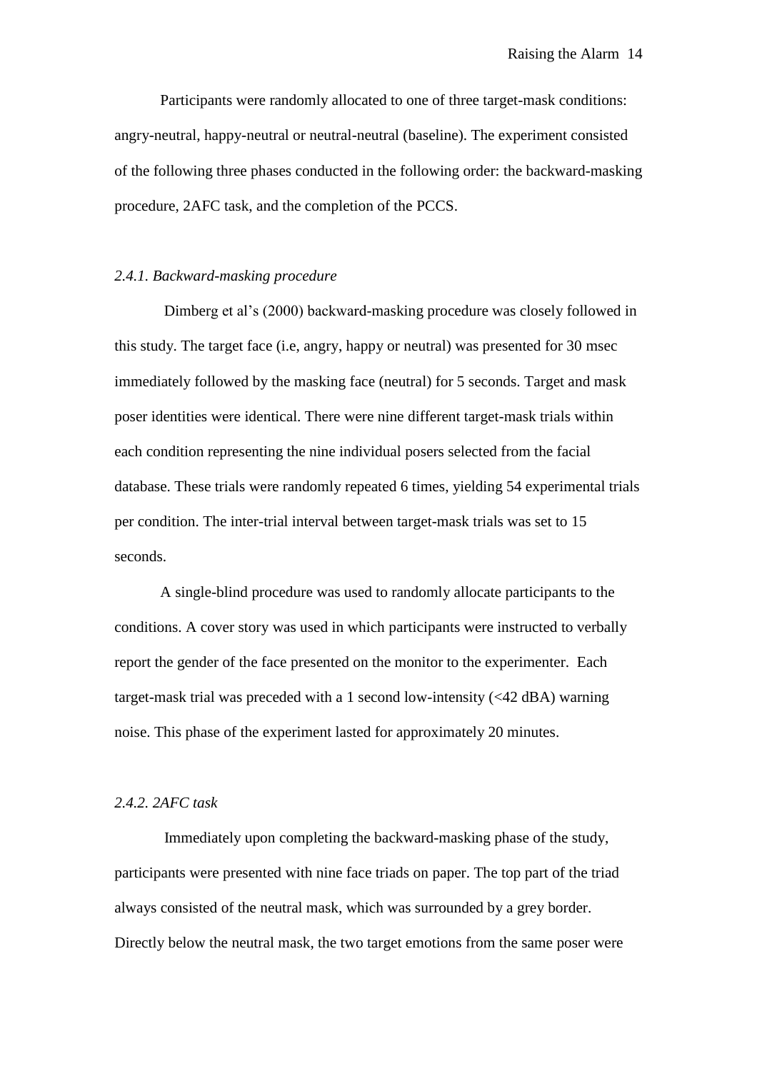Participants were randomly allocated to one of three target-mask conditions: angry-neutral, happy-neutral or neutral-neutral (baseline). The experiment consisted of the following three phases conducted in the following order: the backward-masking procedure, 2AFC task, and the completion of the PCCS.

### *2.4.1. Backward-masking procedure*

Dimberg et al's (2000) backward-masking procedure was closely followed in this study. The target face (i.e, angry, happy or neutral) was presented for 30 msec immediately followed by the masking face (neutral) for 5 seconds. Target and mask poser identities were identical. There were nine different target-mask trials within each condition representing the nine individual posers selected from the facial database. These trials were randomly repeated 6 times, yielding 54 experimental trials per condition. The inter-trial interval between target-mask trials was set to 15 seconds.

A single-blind procedure was used to randomly allocate participants to the conditions. A cover story was used in which participants were instructed to verbally report the gender of the face presented on the monitor to the experimenter. Each target-mask trial was preceded with a 1 second low-intensity (<42 dBA) warning noise. This phase of the experiment lasted for approximately 20 minutes.

### *2.4.2. 2AFC task*

Immediately upon completing the backward-masking phase of the study, participants were presented with nine face triads on paper. The top part of the triad always consisted of the neutral mask, which was surrounded by a grey border. Directly below the neutral mask, the two target emotions from the same poser were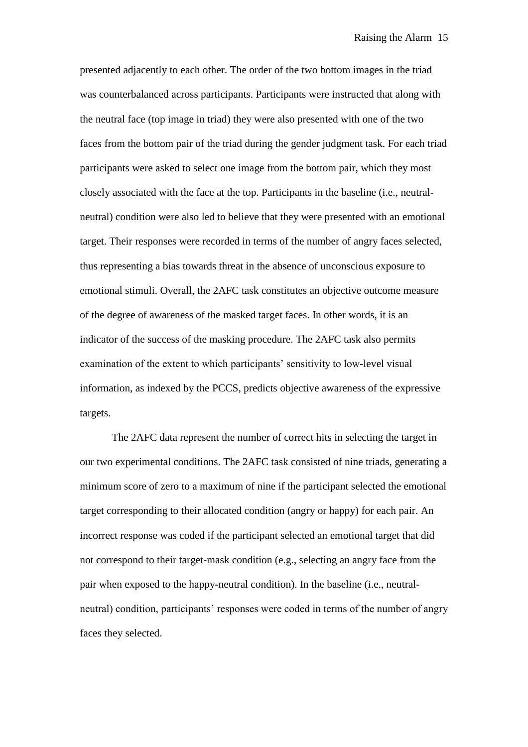presented adjacently to each other. The order of the two bottom images in the triad was counterbalanced across participants. Participants were instructed that along with the neutral face (top image in triad) they were also presented with one of the two faces from the bottom pair of the triad during the gender judgment task. For each triad participants were asked to select one image from the bottom pair, which they most closely associated with the face at the top. Participants in the baseline (i.e., neutral-neutral) condition were also led to believe that they were presented with an emotional target. Their responses were recorded in terms of the number of angry faces selected, thus representing a bias towards threat in the absence of unconscious exposure to emotional stimuli. Overall, the 2AFC task constitutes an objective outcome measure of the degree of awareness of the masked target faces. In other words, it is an indicator of the success of the masking procedure. The 2AFC task also permits examination of the extent to which participants' sensitivity to low-level visual information, as indexed by the PCCS, predicts objective awareness of the expressive targets.

The 2AFC data represent the number of correct hits in selecting the target in our two experimental conditions. The 2AFC task consisted of nine triads, generating a minimum score of zero to a maximum of nine if the participant selected the emotional target corresponding to their allocated condition (angry or happy) for each pair. An incorrect response was coded if the participant selected an emotional target that did not correspond to their target-mask condition (e.g., selecting an angry face from the pair when exposed to the happy-neutral condition). In the baseline (i.e., neutral-neutral) condition, participants' responses were coded in terms of the number of angry faces they selected.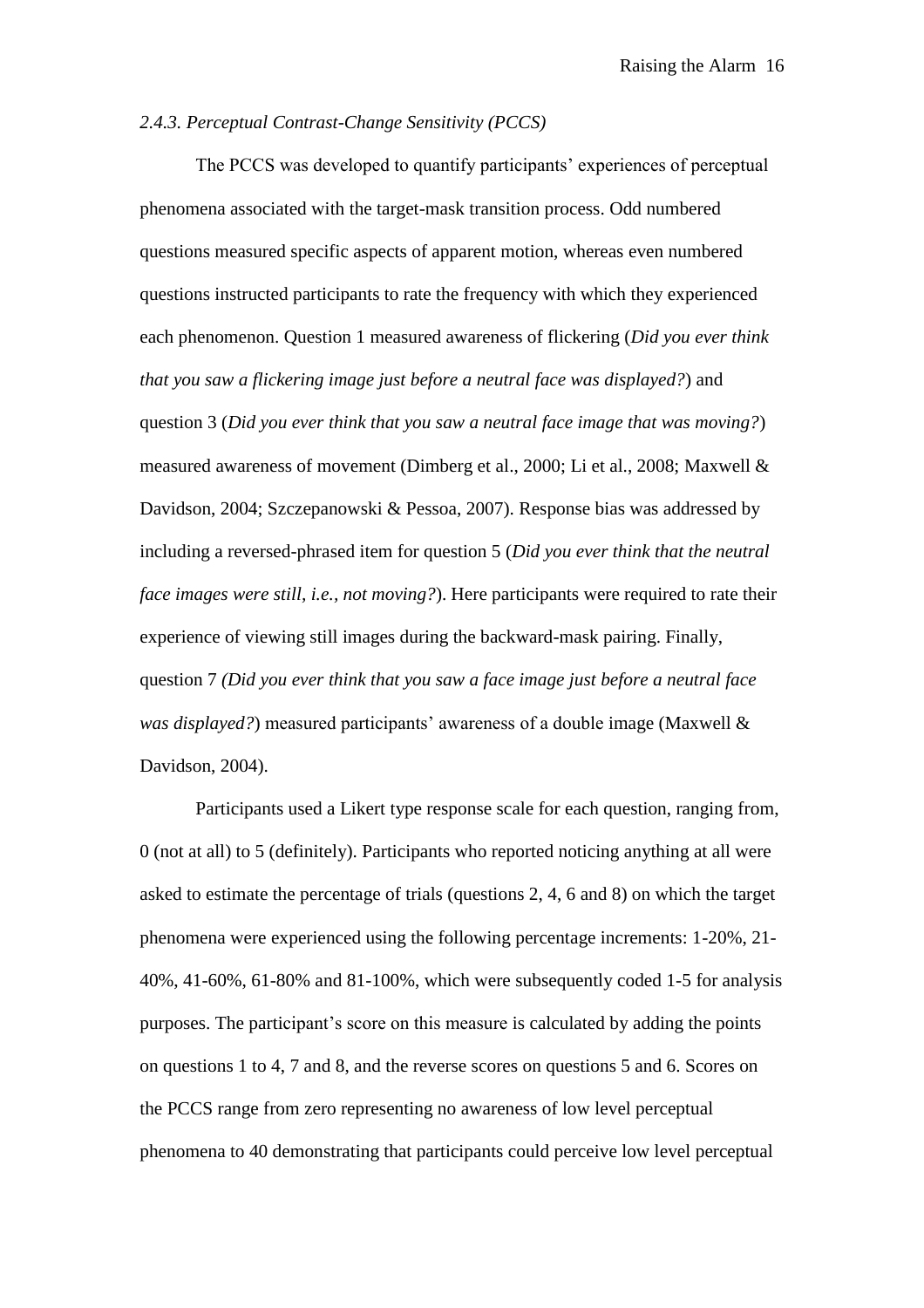*2.4.3. Perceptual Contrast-Change Sensitivity (PCCS)*

The PCCS was developed to quantify participants' experiences of perceptual phenomena associated with the target-mask transition process. Odd numbered questions measured specific aspects of apparent motion, whereas even numbered questions instructed participants to rate the frequency with which they experienced each phenomenon. Question 1 measured awareness of flickering (*Did you ever think that you saw a flickering image just before a neutral face was displayed?*) and question 3 (*Did you ever think that you saw a neutral face image that was moving?*) measured awareness of movement (Dimberg et al., 2000; Li et al., 2008; Maxwell & Davidson, 2004; Szczepanowski & Pessoa, 2007). Response bias was addressed by including a reversed-phrased item for question 5 (*Did you ever think that the neutral face images were still, i.e., not moving?*). Here participants were required to rate their experience of viewing still images during the backward-mask pairing. Finally, question 7 *(Did you ever think that you saw a face image just before a neutral face was displayed?*) measured participants' awareness of a double image (Maxwell & Davidson, 2004).

Participants used a Likert type response scale for each question, ranging from, 0 (not at all) to 5 (definitely). Participants who reported noticing anything at all were asked to estimate the percentage of trials (questions 2, 4, 6 and 8) on which the target phenomena were experienced using the following percentage increments: 1-20%, 21-40%, 41-60%, 61-80% and 81-100%, which were subsequently coded 1-5 for analysis purposes. The participant's score on this measure is calculated by adding the points on questions 1 to 4, 7 and 8, and the reverse scores on questions 5 and 6. Scores on the PCCS range from zero representing no awareness of low level perceptual phenomena to 40 demonstrating that participants could perceive low level perceptual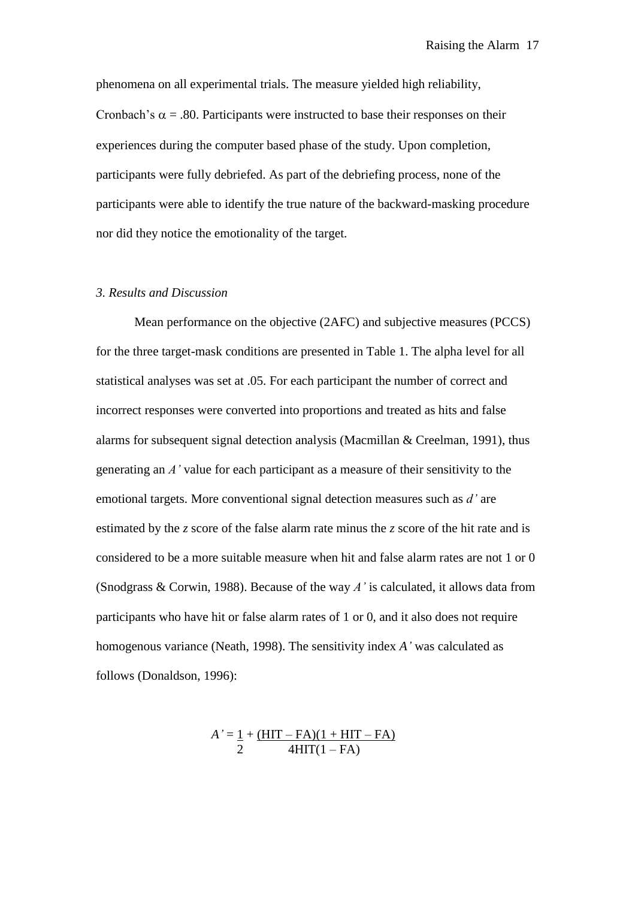phenomena on all experimental trials. The measure yielded high reliability, Cronbach's $\alpha = .80$. Participants were instructed to base their responses on their experiences during the computer based phase of the study. Upon completion, participants were fully debriefed. As part of the debriefing process, none of the participants were able to identify the true nature of the backward-masking procedure nor did they notice the emotionality of the target.

### *3. Results and Discussion*

Mean performance on the objective (2AFC) and subjective measures (PCCS) for the three target-mask conditions are presented in Table 1. The alpha level for all statistical analyses was set at .05. For each participant the number of correct and incorrect responses were converted into proportions and treated as hits and false alarms for subsequent signal detection analysis (Macmillan & Creelman, 1991), thus generating an *A'* value for each participant as a measure of their sensitivity to the emotional targets. More conventional signal detection measures such as *d'* are estimated by the *z* score of the false alarm rate minus the *z* score of the hit rate and is considered to be a more suitable measure when hit and false alarm rates are not 1 or 0 (Snodgrass & Corwin, 1988). Because of the way *A'* is calculated, it allows data from participants who have hit or false alarm rates of 1 or 0, and it also does not require homogenous variance (Neath, 1998). The sensitivity index *A'* was calculated as follows (Donaldson, 1996):

$$A' = \frac{1}{2} + \frac{(\text{HIT} - \text{FA})(1 + \text{HIT} - \text{FA})}{4\text{HIT}(1 - \text{FA})}$$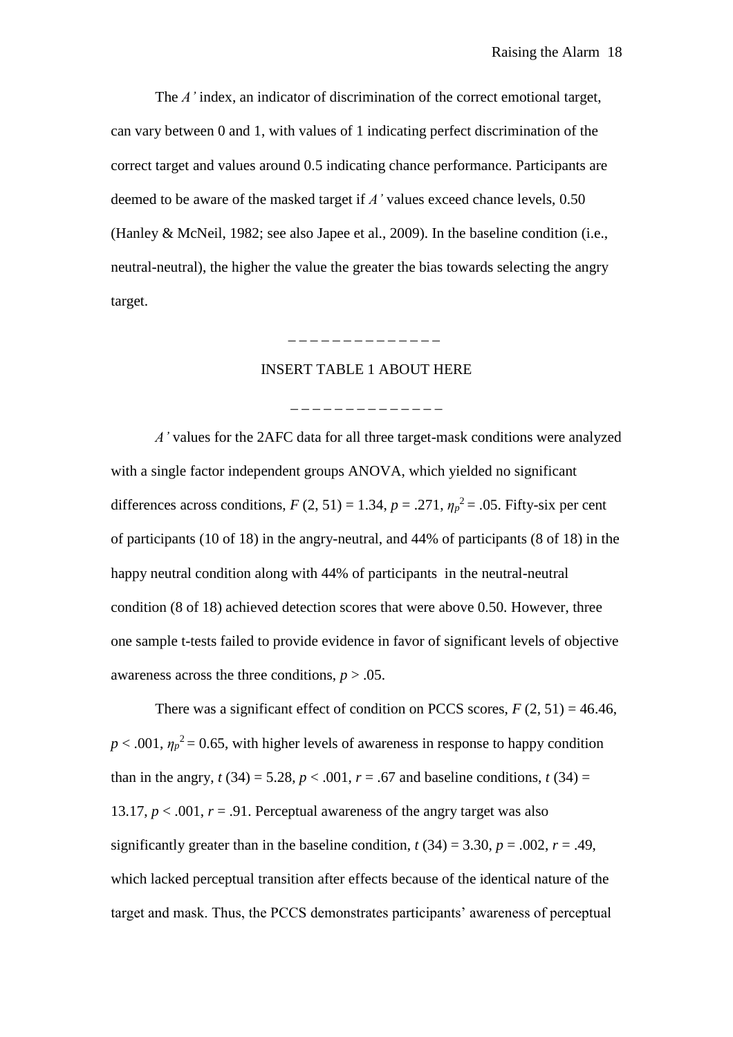The *A'* index, an indicator of discrimination of the correct emotional target, can vary between 0 and 1, with values of 1 indicating perfect discrimination of the correct target and values around 0.5 indicating chance performance. Participants are deemed to be aware of the masked target if *A'* values exceed chance levels, 0.50 (Hanley & McNeil, 1982; see also Japee et al., 2009). In the baseline condition (i.e., neutral-neutral), the higher the value the greater the bias towards selecting the angry target.

– – – – – – – – – – – – – –

INSERT TABLE 1 ABOUT HERE

– – – – – – – – – – – – – –

*A'* values for the 2AFC data for all three target-mask conditions were analyzed with a single factor independent groups ANOVA, which yielded no significant differences across conditions, $F$ (2, 51) = 1.34, $p$ = .271, $\eta_p^2$ = .05. Fifty-six per cent of participants (10 of 18) in the angry-neutral, and 44% of participants (8 of 18) in the happy neutral condition along with 44% of participants in the neutral-neutral condition (8 of 18) achieved detection scores that were above 0.50. However, three one sample t-tests failed to provide evidence in favor of significant levels of objective awareness across the three conditions, $p$ > .05.

There was a significant effect of condition on PCCS scores, $F$ (2, 51) = 46.46, $p$ < .001, $\eta_p^2$ = 0.65, with higher levels of awareness in response to happy condition than in the angry, $t$ (34) = 5.28, $p$ < .001, $r$ = .67 and baseline conditions, $t$ (34) = 13.17, $p$ < .001, $r$ = .91. Perceptual awareness of the angry target was also significantly greater than in the baseline condition, $t$ (34) = 3.30, $p$ = .002, $r$ = .49, which lacked perceptual transition after effects because of the identical nature of the target and mask. Thus, the PCCS demonstrates participants' awareness of perceptual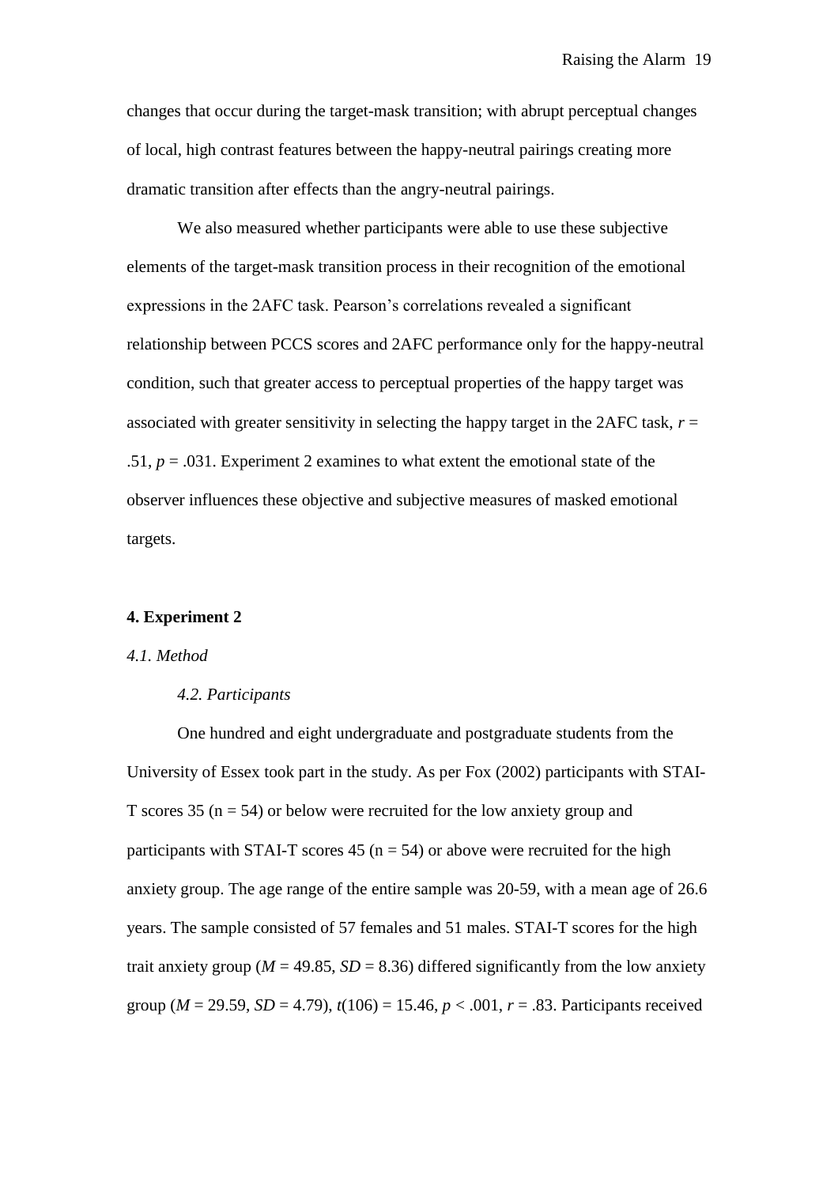changes that occur during the target-mask transition; with abrupt perceptual changes of local, high contrast features between the happy-neutral pairings creating more dramatic transition after effects than the angry-neutral pairings.

We also measured whether participants were able to use these subjective elements of the target-mask transition process in their recognition of the emotional expressions in the 2AFC task. Pearson's correlations revealed a significant relationship between PCCS scores and 2AFC performance only for the happy-neutral condition, such that greater access to perceptual properties of the happy target was associated with greater sensitivity in selecting the happy target in the 2AFC task, $r = .51$, $p = .031$. Experiment 2 examines to what extent the emotional state of the observer influences these objective and subjective measures of masked emotional targets.

## 4. Experiment 2

### *4.1. Method*

#### *4.2. Participants*

One hundred and eight undergraduate and postgraduate students from the University of Essex took part in the study. As per Fox (2002) participants with STAI-T scores 35 ($n = 54$) or below were recruited for the low anxiety group and participants with STAI-T scores 45 ($n = 54$) or above were recruited for the high anxiety group. The age range of the entire sample was 20-59, with a mean age of 26.6 years. The sample consisted of 57 females and 51 males. STAI-T scores for the high trait anxiety group ($M = 49.85$, $SD = 8.36$) differed significantly from the low anxiety group ($M = 29.59$, $SD = 4.79$), $t(106) = 15.46$, $p < .001$, $r = .83$. Participants received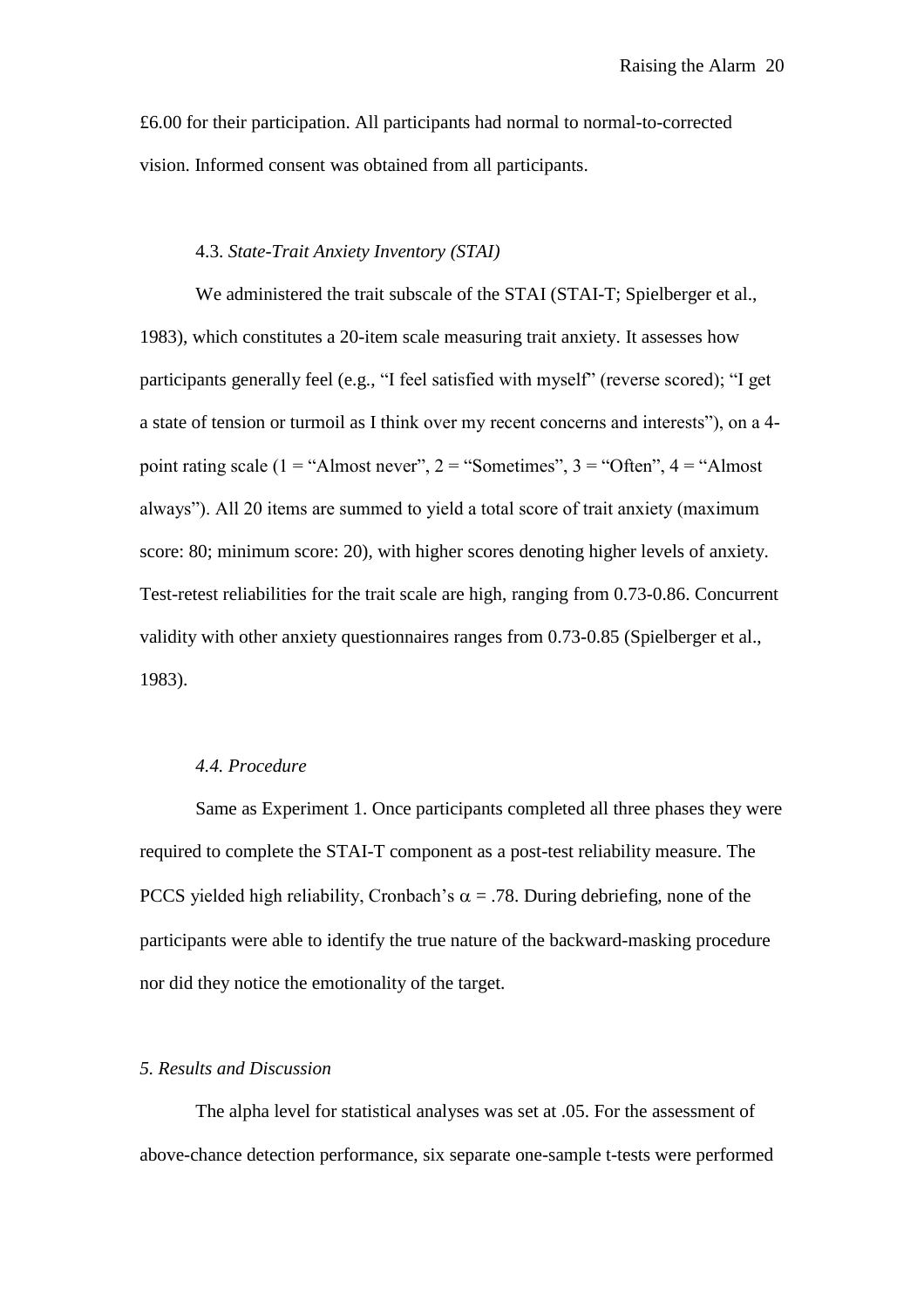£6.00 for their participation. All participants had normal to normal-to-corrected vision. Informed consent was obtained from all participants.

### 4.3. *State-Trait Anxiety Inventory (STAI)*

We administered the trait subscale of the STAI (STAI-T; Spielberger et al., 1983), which constitutes a 20-item scale measuring trait anxiety. It assesses how participants generally feel (e.g., “I feel satisfied with myself” (reverse scored); “I get a state of tension or turmoil as I think over my recent concerns and interests”), on a 4-point rating scale (1 = “Almost never”, 2 = “Sometimes”, 3 = “Often”, 4 = “Almost always”). All 20 items are summed to yield a total score of trait anxiety (maximum score: 80; minimum score: 20), with higher scores denoting higher levels of anxiety. Test-retest reliabilities for the trait scale are high, ranging from 0.73-0.86. Concurrent validity with other anxiety questionnaires ranges from 0.73-0.85 (Spielberger et al., 1983).

### *4.4. Procedure*

Same as Experiment 1. Once participants completed all three phases they were required to complete the STAI-T component as a post-test reliability measure. The PCCS yielded high reliability, Cronbach’s $\alpha = .78$. During debriefing, none of the participants were able to identify the true nature of the backward-masking procedure nor did they notice the emotionality of the target.

## *5. Results and Discussion*

The alpha level for statistical analyses was set at .05. For the assessment of above-chance detection performance, six separate one-sample t-tests were performed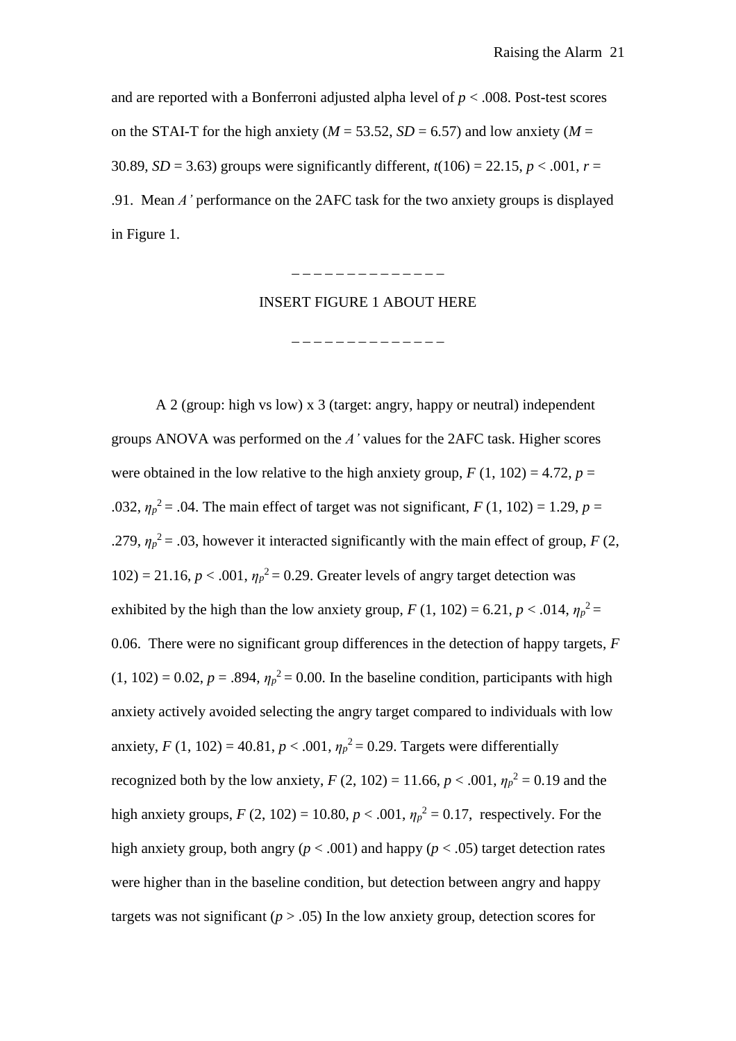and are reported with a Bonferroni adjusted alpha level of $p < .008$. Post-test scores on the STAI-T for the high anxiety ($M = 53.52$, $SD = 6.57$) and low anxiety ($M = 30.89$, $SD = 3.63$) groups were significantly different, $t(106) = 22.15$, $p < .001$, $r = .91$. Mean *A'* performance on the 2AFC task for the two anxiety groups is displayed in Figure 1.

– – – – – – – – – – – – – –

INSERT FIGURE 1 ABOUT HERE

– – – – – – – – – – – – – –

A 2 (group: high vs low) x 3 (target: angry, happy or neutral) independent groups ANOVA was performed on the *A'* values for the 2AFC task. Higher scores were obtained in the low relative to the high anxiety group, $F$ (1, 102) = 4.72, $p = .032$, $\eta_p^2 = .04$. The main effect of target was not significant, $F$ (1, 102) = 1.29, $p = .279$, $\eta_p^2 = .03$, however it interacted significantly with the main effect of group, $F$ (2, 102) = 21.16, $p < .001$, $\eta_p^2 = 0.29$. Greater levels of angry target detection was exhibited by the high than the low anxiety group, $F$ (1, 102) = 6.21, $p < .014$, $\eta_p^2 = 0.06$. There were no significant group differences in the detection of happy targets, $F$ (1, 102) = 0.02, $p = .894$, $\eta_p^2 = 0.00$. In the baseline condition, participants with high anxiety actively avoided selecting the angry target compared to individuals with low anxiety, $F$ (1, 102) = 40.81, $p < .001$, $\eta_p^2 = 0.29$. Targets were differentially recognized both by the low anxiety, $F$ (2, 102) = 11.66, $p < .001$, $\eta_p^2 = 0.19$ and the high anxiety groups, $F$ (2, 102) = 10.80, $p < .001$, $\eta_p^2 = 0.17$, respectively. For the high anxiety group, both angry ($p < .001$) and happy ($p < .05$) target detection rates were higher than in the baseline condition, but detection between angry and happy targets was not significant ($p > .05$) In the low anxiety group, detection scores for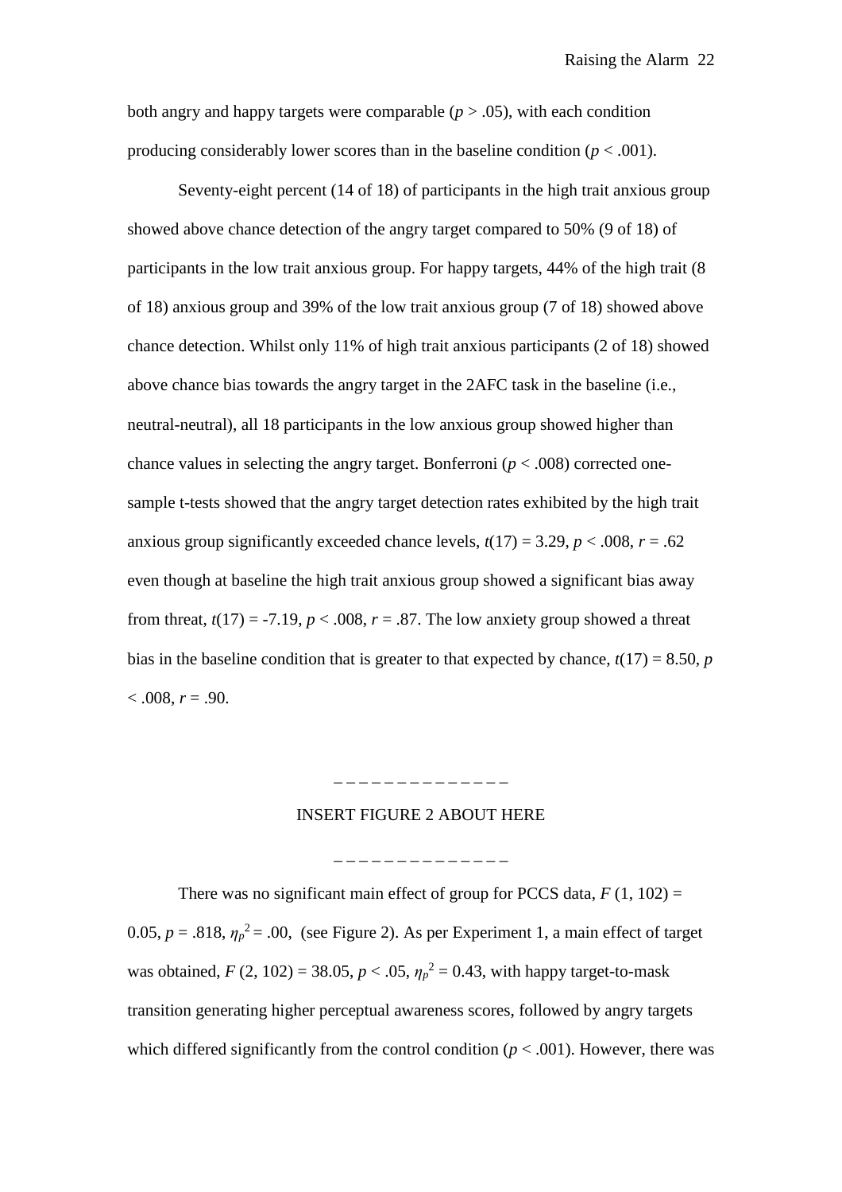both angry and happy targets were comparable ($p > .05$), with each condition producing considerably lower scores than in the baseline condition ($p < .001$).

Seventy-eight percent (14 of 18) of participants in the high trait anxious group showed above chance detection of the angry target compared to 50% (9 of 18) of participants in the low trait anxious group. For happy targets, 44% of the high trait (8 of 18) anxious group and 39% of the low trait anxious group (7 of 18) showed above chance detection. Whilst only 11% of high trait anxious participants (2 of 18) showed above chance bias towards the angry target in the 2AFC task in the baseline (i.e., neutral-neutral), all 18 participants in the low anxious group showed higher than chance values in selecting the angry target. Bonferroni ($p < .008$) corrected one-sample t-tests showed that the angry target detection rates exhibited by the high trait anxious group significantly exceeded chance levels, $t(17) = 3.29$, $p < .008$, $r = .62$ even though at baseline the high trait anxious group showed a significant bias away from threat, $t(17) = -7.19$, $p < .008$, $r = .87$. The low anxiety group showed a threat bias in the baseline condition that is greater to that expected by chance, $t(17) = 8.50$, $p < .008$, $r = .90$.

– – – – – – – – – – – – – –

INSERT FIGURE 2 ABOUT HERE

– – – – – – – – – – – – – –

There was no significant main effect of group for PCCS data, $F\ (1, 102) = 0.05$, $p = .818$, $\eta_p^2 = .00$, (see Figure 2). As per Experiment 1, a main effect of target was obtained, $F\ (2, 102) = 38.05$, $p < .05$, $\eta_p^2 = 0.43$, with happy target-to-mask transition generating higher perceptual awareness scores, followed by angry targets which differed significantly from the control condition ($p < .001$). However, there was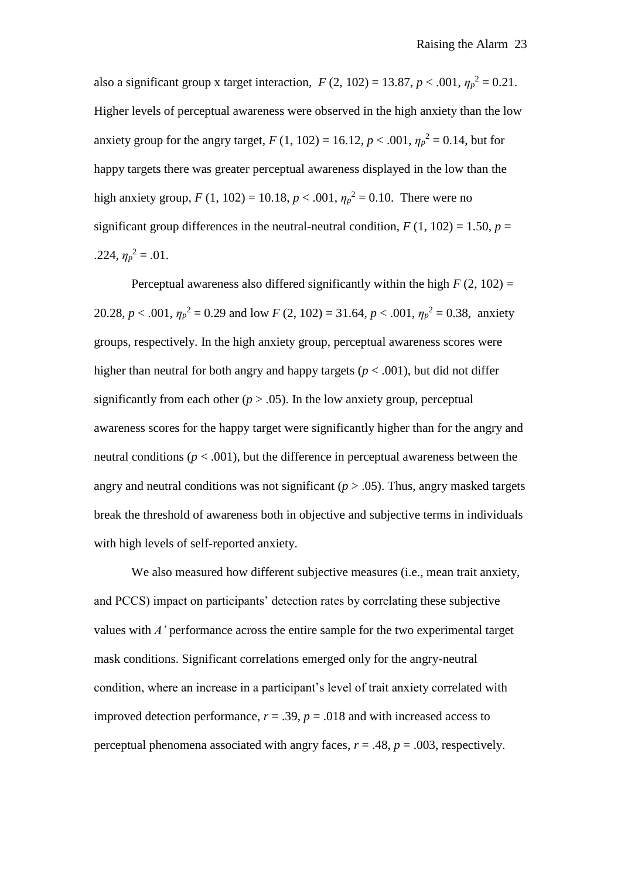also a significant group x target interaction, $F$ (2, 102) = 13.87, $p$ < .001, $\eta_p^2$ = 0.21. Higher levels of perceptual awareness were observed in the high anxiety than the low anxiety group for the angry target, $F$ (1, 102) = 16.12, $p$ < .001, $\eta_p^2$ = 0.14, but for happy targets there was greater perceptual awareness displayed in the low than the high anxiety group, $F$ (1, 102) = 10.18, $p$ < .001, $\eta_p^2$ = 0.10. There were no significant group differences in the neutral-neutral condition, $F$ (1, 102) = 1.50, $p$ = .224, $\eta_p^2$ = .01.

Perceptual awareness also differed significantly within the high $F$ (2, 102) = 20.28, $p$ < .001, $\eta_p^2$ = 0.29 and low $F$ (2, 102) = 31.64, $p$ < .001, $\eta_p^2$ = 0.38, anxiety groups, respectively. In the high anxiety group, perceptual awareness scores were higher than neutral for both angry and happy targets ($p$ < .001), but did not differ significantly from each other ($p$ > .05). In the low anxiety group, perceptual awareness scores for the happy target were significantly higher than for the angry and neutral conditions ($p$ < .001), but the difference in perceptual awareness between the angry and neutral conditions was not significant ($p$ > .05). Thus, angry masked targets break the threshold of awareness both in objective and subjective terms in individuals with high levels of self-reported anxiety.

We also measured how different subjective measures (i.e., mean trait anxiety, and PCCS) impact on participants' detection rates by correlating these subjective values with *A'* performance across the entire sample for the two experimental target mask conditions. Significant correlations emerged only for the angry-neutral condition, where an increase in a participant's level of trait anxiety correlated with improved detection performance, $r$ = .39, $p$ = .018 and with increased access to perceptual phenomena associated with angry faces, $r$ = .48, $p$ = .003, respectively.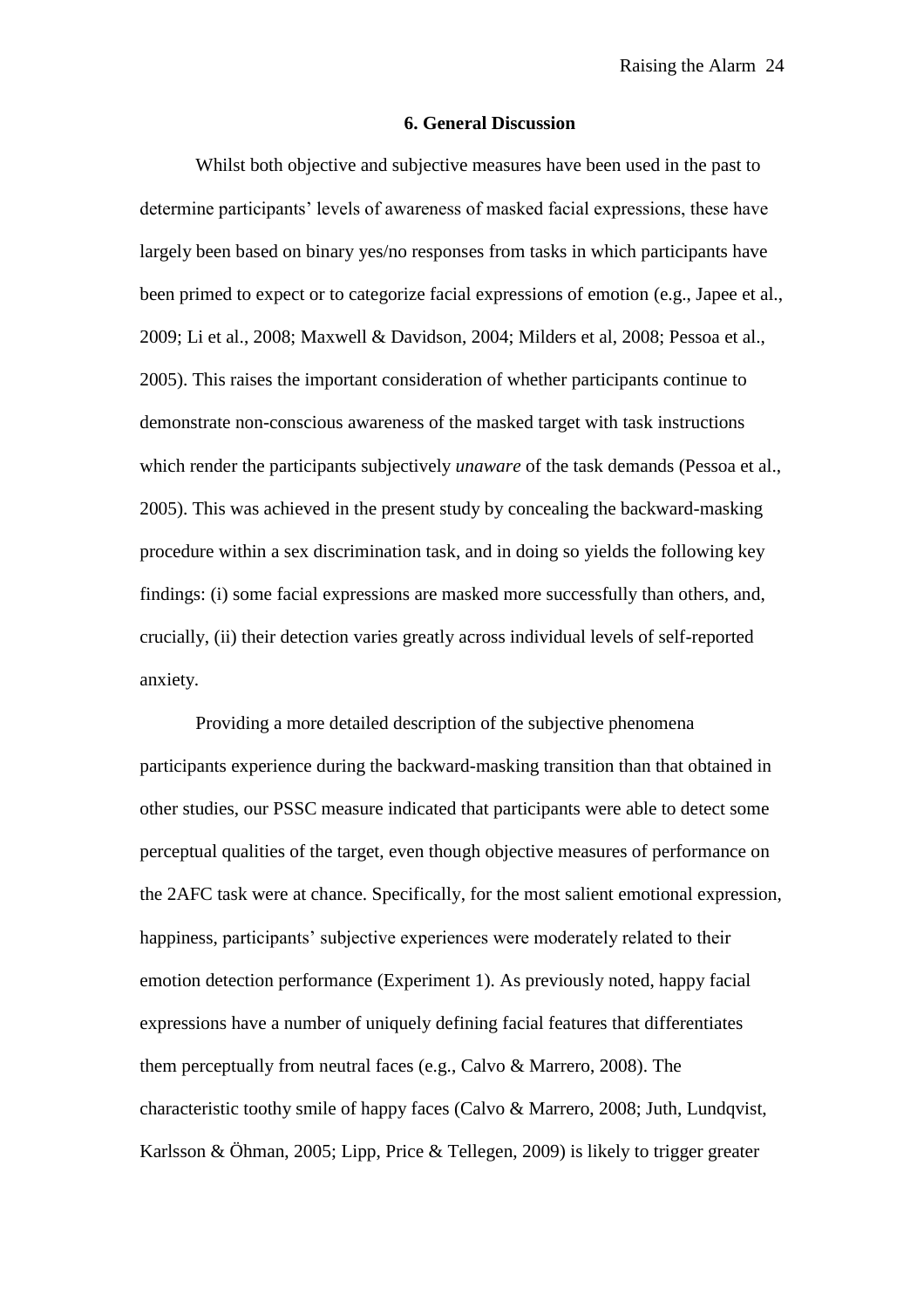## 6. General Discussion

Whilst both objective and subjective measures have been used in the past to determine participants' levels of awareness of masked facial expressions, these have largely been based on binary yes/no responses from tasks in which participants have been primed to expect or to categorize facial expressions of emotion (e.g., Japee et al., 2009; Li et al., 2008; Maxwell & Davidson, 2004; Milders et al, 2008; Pessoa et al., 2005). This raises the important consideration of whether participants continue to demonstrate non-conscious awareness of the masked target with task instructions which render the participants subjectively *unaware* of the task demands (Pessoa et al., 2005). This was achieved in the present study by concealing the backward-masking procedure within a sex discrimination task, and in doing so yields the following key findings: (i) some facial expressions are masked more successfully than others, and, crucially, (ii) their detection varies greatly across individual levels of self-reported anxiety.

Providing a more detailed description of the subjective phenomena participants experience during the backward-masking transition than that obtained in other studies, our PSSC measure indicated that participants were able to detect some perceptual qualities of the target, even though objective measures of performance on the 2AFC task were at chance. Specifically, for the most salient emotional expression, happiness, participants' subjective experiences were moderately related to their emotion detection performance (Experiment 1). As previously noted, happy facial expressions have a number of uniquely defining facial features that differentiates them perceptually from neutral faces (e.g., Calvo & Marrero, 2008). The characteristic toothy smile of happy faces (Calvo & Marrero, 2008; Juth, Lundqvist, Karlsson & Öhman, 2005; Lipp, Price & Tellegen, 2009) is likely to trigger greater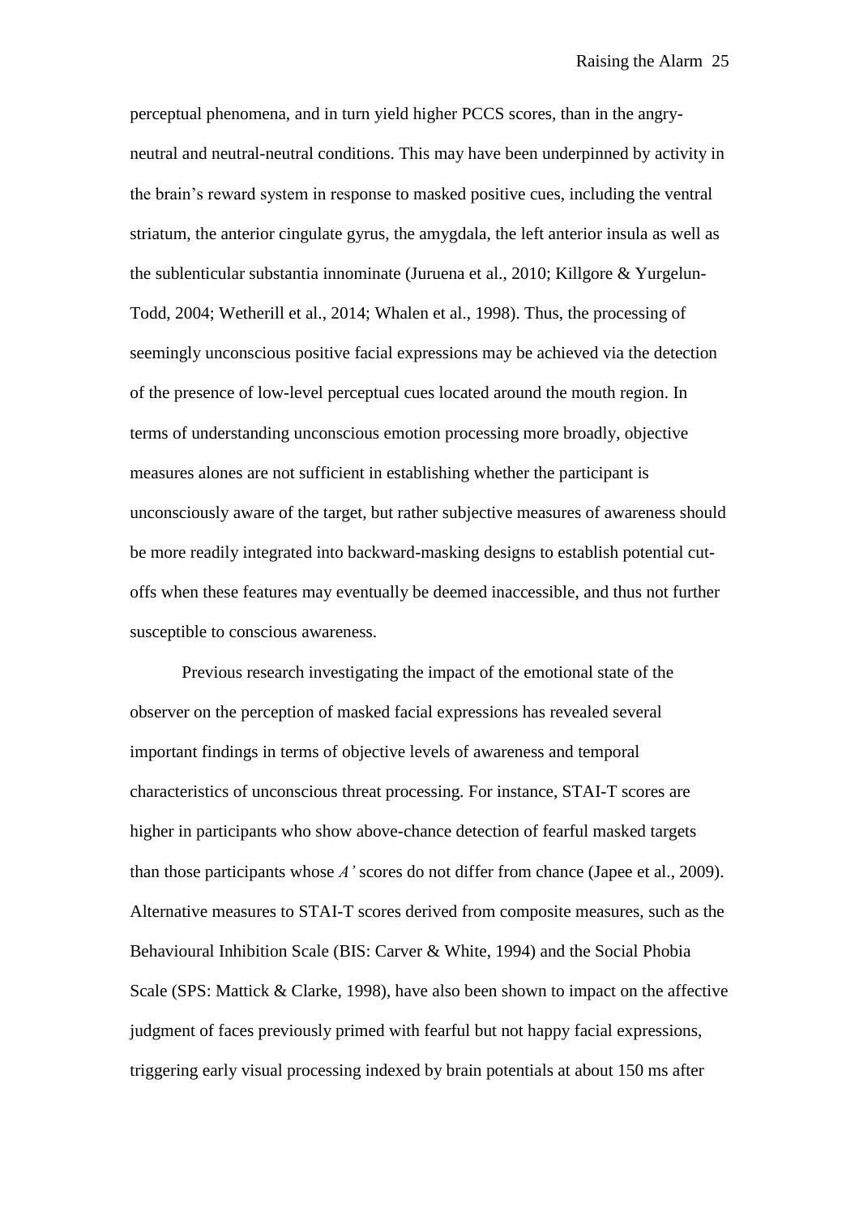perceptual phenomena, and in turn yield higher PCCS scores, than in the angry-neutral and neutral-neutral conditions. This may have been underpinned by activity in the brain's reward system in response to masked positive cues, including the ventral striatum, the anterior cingulate gyrus, the amygdala, the left anterior insula as well as the sublenticular substantia innominate (Juruena et al., 2010; Killgore & Yurgelun-Todd, 2004; Wetherill et al., 2014; Whalen et al., 1998). Thus, the processing of seemingly unconscious positive facial expressions may be achieved via the detection of the presence of low-level perceptual cues located around the mouth region. In terms of understanding unconscious emotion processing more broadly, objective measures alones are not sufficient in establishing whether the participant is unconsciously aware of the target, but rather subjective measures of awareness should be more readily integrated into backward-masking designs to establish potential cut-offs when these features may eventually be deemed inaccessible, and thus not further susceptible to conscious awareness.

Previous research investigating the impact of the emotional state of the observer on the perception of masked facial expressions has revealed several important findings in terms of objective levels of awareness and temporal characteristics of unconscious threat processing. For instance, STAI-T scores are higher in participants who show above-chance detection of fearful masked targets than those participants whose *A'* scores do not differ from chance (Japee et al., 2009). Alternative measures to STAI-T scores derived from composite measures, such as the Behavioural Inhibition Scale (BIS: Carver & White, 1994) and the Social Phobia Scale (SPS: Mattick & Clarke, 1998), have also been shown to impact on the affective judgment of faces previously primed with fearful but not happy facial expressions, triggering early visual processing indexed by brain potentials at about 150 ms after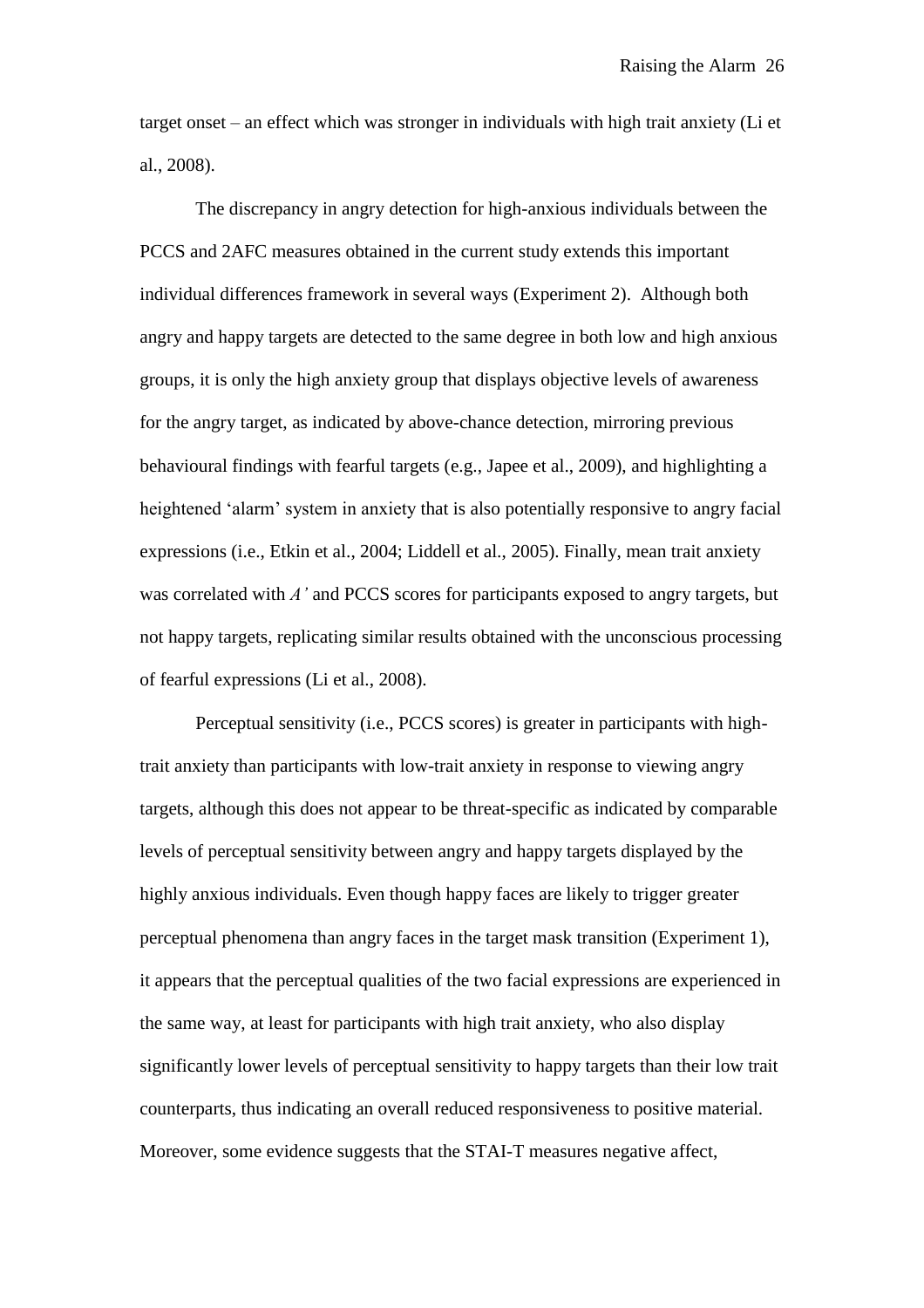target onset – an effect which was stronger in individuals with high trait anxiety (Li et al., 2008).

The discrepancy in angry detection for high-anxious individuals between the PCCS and 2AFC measures obtained in the current study extends this important individual differences framework in several ways (Experiment 2). Although both angry and happy targets are detected to the same degree in both low and high anxious groups, it is only the high anxiety group that displays objective levels of awareness for the angry target, as indicated by above-chance detection, mirroring previous behavioural findings with fearful targets (e.g., Japee et al., 2009), and highlighting a heightened 'alarm' system in anxiety that is also potentially responsive to angry facial expressions (i.e., Etkin et al., 2004; Liddell et al., 2005). Finally, mean trait anxiety was correlated with *A'* and PCCS scores for participants exposed to angry targets, but not happy targets, replicating similar results obtained with the unconscious processing of fearful expressions (Li et al., 2008).

Perceptual sensitivity (i.e., PCCS scores) is greater in participants with high-trait anxiety than participants with low-trait anxiety in response to viewing angry targets, although this does not appear to be threat-specific as indicated by comparable levels of perceptual sensitivity between angry and happy targets displayed by the highly anxious individuals. Even though happy faces are likely to trigger greater perceptual phenomena than angry faces in the target mask transition (Experiment 1), it appears that the perceptual qualities of the two facial expressions are experienced in the same way, at least for participants with high trait anxiety, who also display significantly lower levels of perceptual sensitivity to happy targets than their low trait counterparts, thus indicating an overall reduced responsiveness to positive material. Moreover, some evidence suggests that the STAI-T measures negative affect,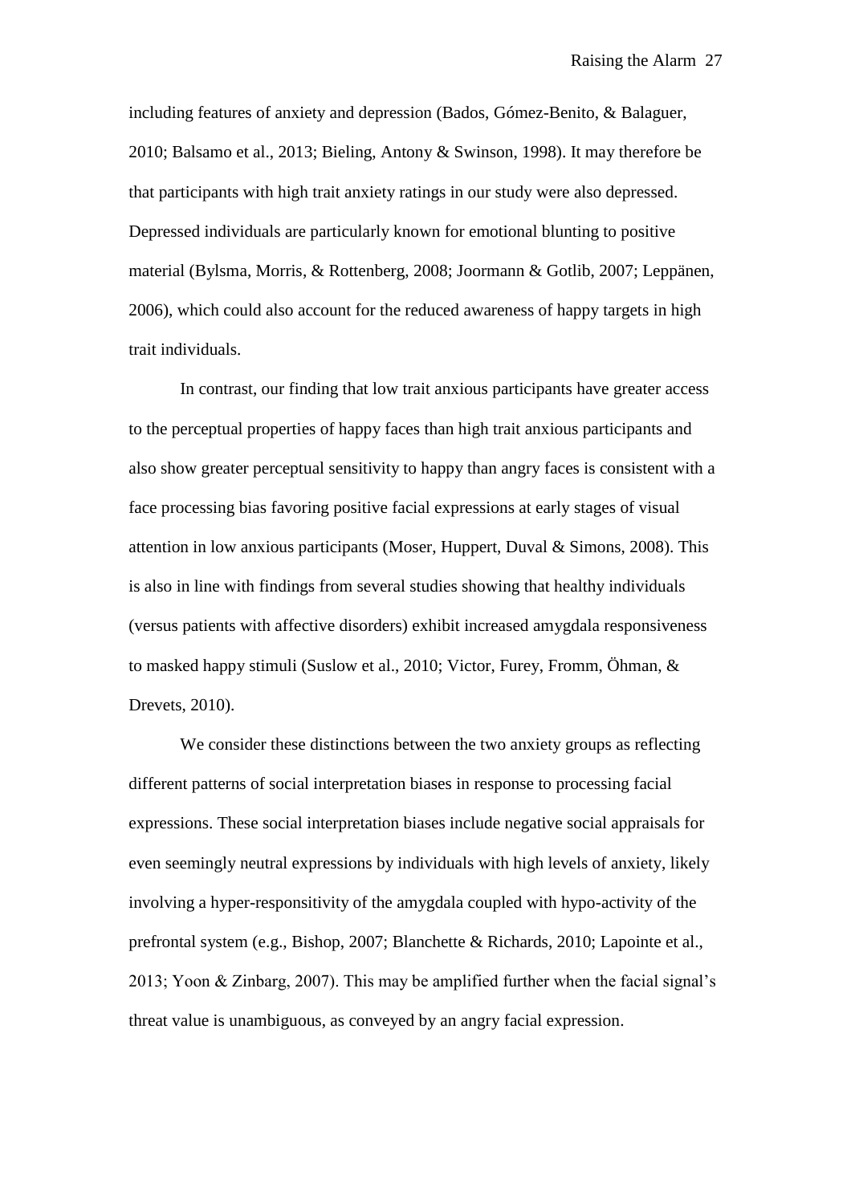including features of anxiety and depression (Bados, Gómez-Benito, & Balaguer, 2010; Balsamo et al., 2013; Bieling, Antony & Swinson, 1998). It may therefore be that participants with high trait anxiety ratings in our study were also depressed. Depressed individuals are particularly known for emotional blunting to positive material (Bylsma, Morris, & Rottenberg, 2008; Joormann & Gotlib, 2007; Leppänen, 2006), which could also account for the reduced awareness of happy targets in high trait individuals.

In contrast, our finding that low trait anxious participants have greater access to the perceptual properties of happy faces than high trait anxious participants and also show greater perceptual sensitivity to happy than angry faces is consistent with a face processing bias favoring positive facial expressions at early stages of visual attention in low anxious participants (Moser, Huppert, Duval & Simons, 2008). This is also in line with findings from several studies showing that healthy individuals (versus patients with affective disorders) exhibit increased amygdala responsiveness to masked happy stimuli (Suslow et al., 2010; Victor, Furey, Fromm, Öhman, & Drevets, 2010).

We consider these distinctions between the two anxiety groups as reflecting different patterns of social interpretation biases in response to processing facial expressions. These social interpretation biases include negative social appraisals for even seemingly neutral expressions by individuals with high levels of anxiety, likely involving a hyper-responsitivity of the amygdala coupled with hypo-activity of the prefrontal system (e.g., Bishop, 2007; Blanchette & Richards, 2010; Lapointe et al., 2013; Yoon & Zinbarg, 2007). This may be amplified further when the facial signal's threat value is unambiguous, as conveyed by an angry facial expression.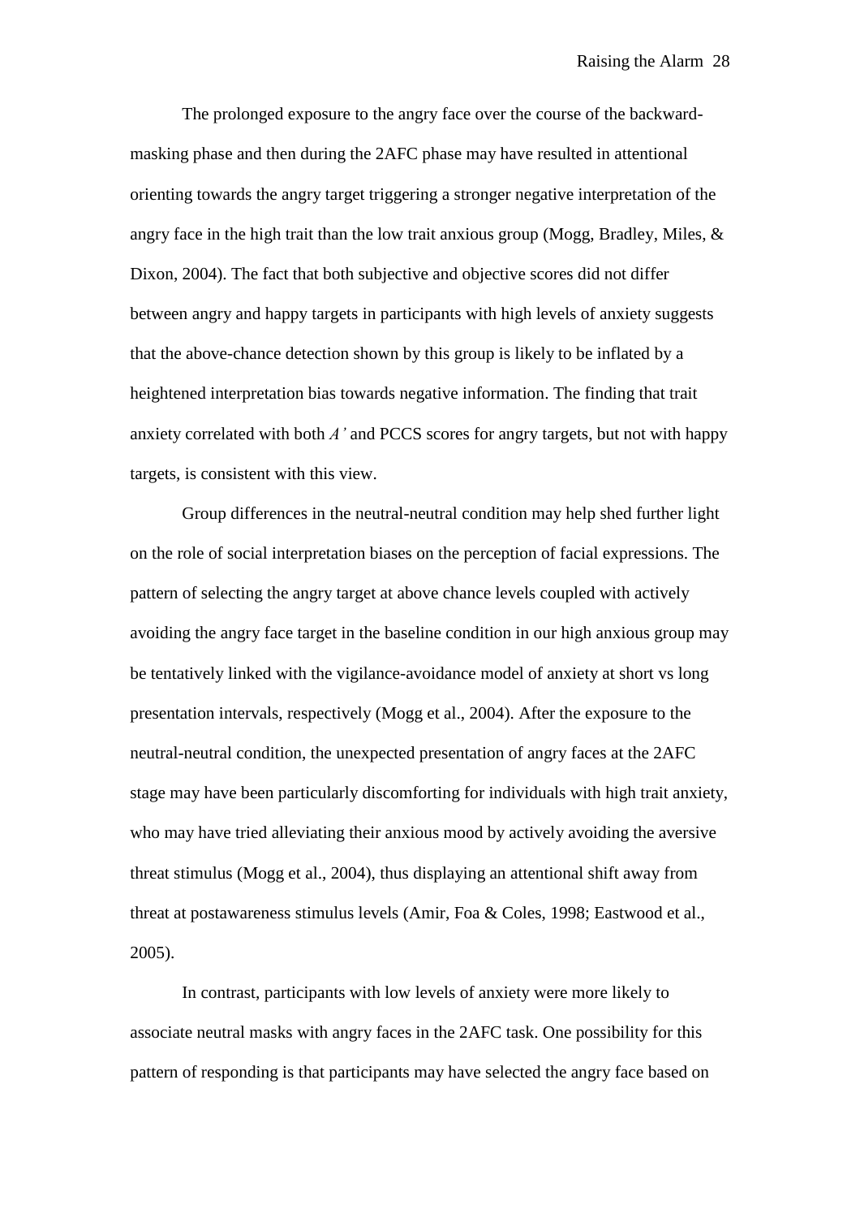The prolonged exposure to the angry face over the course of the backward-masking phase and then during the 2AFC phase may have resulted in attentional orienting towards the angry target triggering a stronger negative interpretation of the angry face in the high trait than the low trait anxious group (Mogg, Bradley, Miles, & Dixon, 2004). The fact that both subjective and objective scores did not differ between angry and happy targets in participants with high levels of anxiety suggests that the above-chance detection shown by this group is likely to be inflated by a heightened interpretation bias towards negative information. The finding that trait anxiety correlated with both *A'* and PCCS scores for angry targets, but not with happy targets, is consistent with this view.

Group differences in the neutral-neutral condition may help shed further light on the role of social interpretation biases on the perception of facial expressions. The pattern of selecting the angry target at above chance levels coupled with actively avoiding the angry face target in the baseline condition in our high anxious group may be tentatively linked with the vigilance-avoidance model of anxiety at short vs long presentation intervals, respectively (Mogg et al., 2004). After the exposure to the neutral-neutral condition, the unexpected presentation of angry faces at the 2AFC stage may have been particularly discomforting for individuals with high trait anxiety, who may have tried alleviating their anxious mood by actively avoiding the aversive threat stimulus (Mogg et al., 2004), thus displaying an attentional shift away from threat at postawareness stimulus levels (Amir, Foa & Coles, 1998; Eastwood et al., 2005).

In contrast, participants with low levels of anxiety were more likely to associate neutral masks with angry faces in the 2AFC task. One possibility for this pattern of responding is that participants may have selected the angry face based on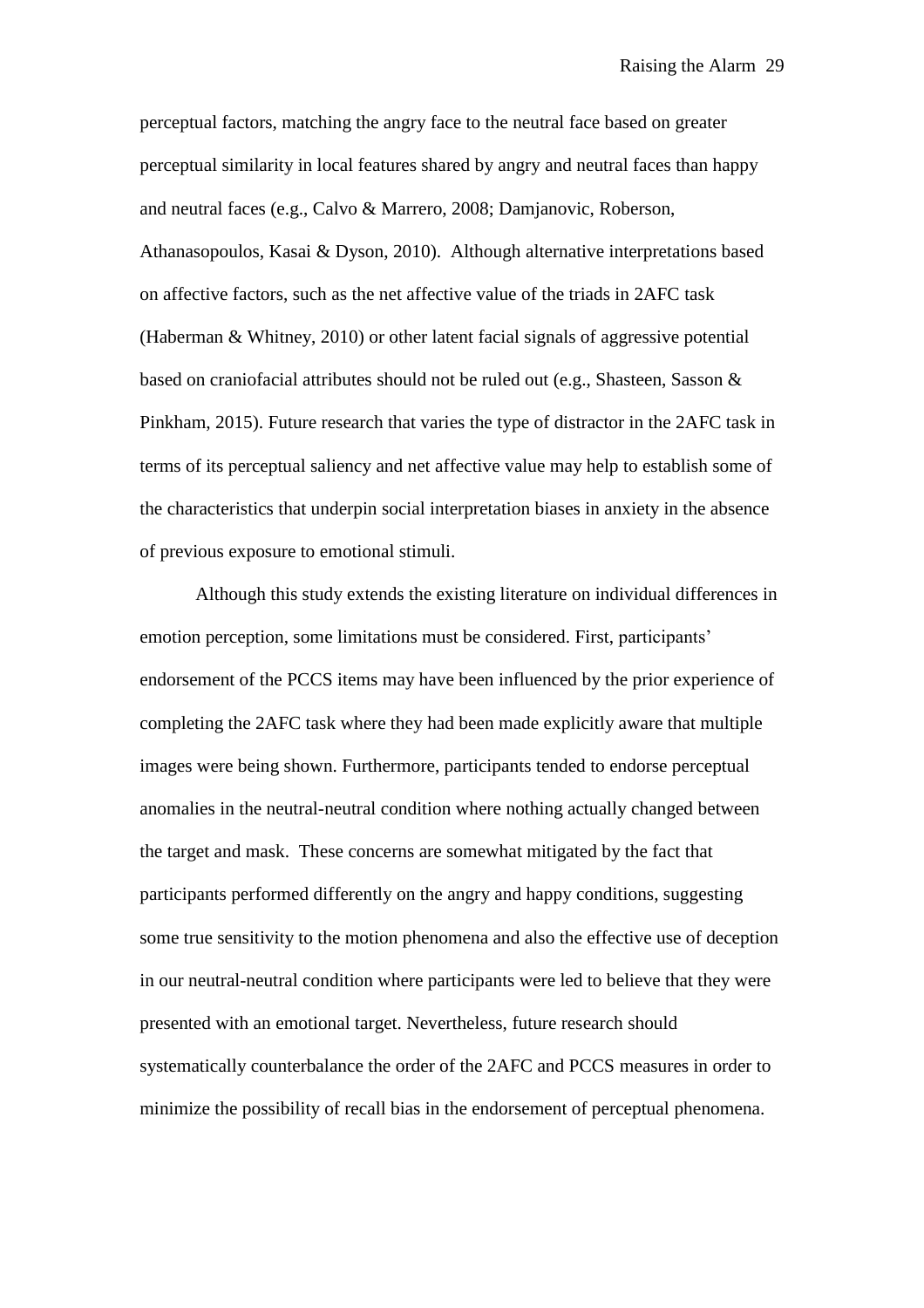perceptual factors, matching the angry face to the neutral face based on greater perceptual similarity in local features shared by angry and neutral faces than happy and neutral faces (e.g., Calvo & Marrero, 2008; Damjanovic, Roberson, Athanasopoulos, Kasai & Dyson, 2010). Although alternative interpretations based on affective factors, such as the net affective value of the triads in 2AFC task (Haberman & Whitney, 2010) or other latent facial signals of aggressive potential based on craniofacial attributes should not be ruled out (e.g., Shasteen, Sasson & Pinkham, 2015). Future research that varies the type of distractor in the 2AFC task in terms of its perceptual saliency and net affective value may help to establish some of the characteristics that underpin social interpretation biases in anxiety in the absence of previous exposure to emotional stimuli.

Although this study extends the existing literature on individual differences in emotion perception, some limitations must be considered. First, participants' endorsement of the PCCS items may have been influenced by the prior experience of completing the 2AFC task where they had been made explicitly aware that multiple images were being shown. Furthermore, participants tended to endorse perceptual anomalies in the neutral-neutral condition where nothing actually changed between the target and mask. These concerns are somewhat mitigated by the fact that participants performed differently on the angry and happy conditions, suggesting some true sensitivity to the motion phenomena and also the effective use of deception in our neutral-neutral condition where participants were led to believe that they were presented with an emotional target. Nevertheless, future research should systematically counterbalance the order of the 2AFC and PCCS measures in order to minimize the possibility of recall bias in the endorsement of perceptual phenomena.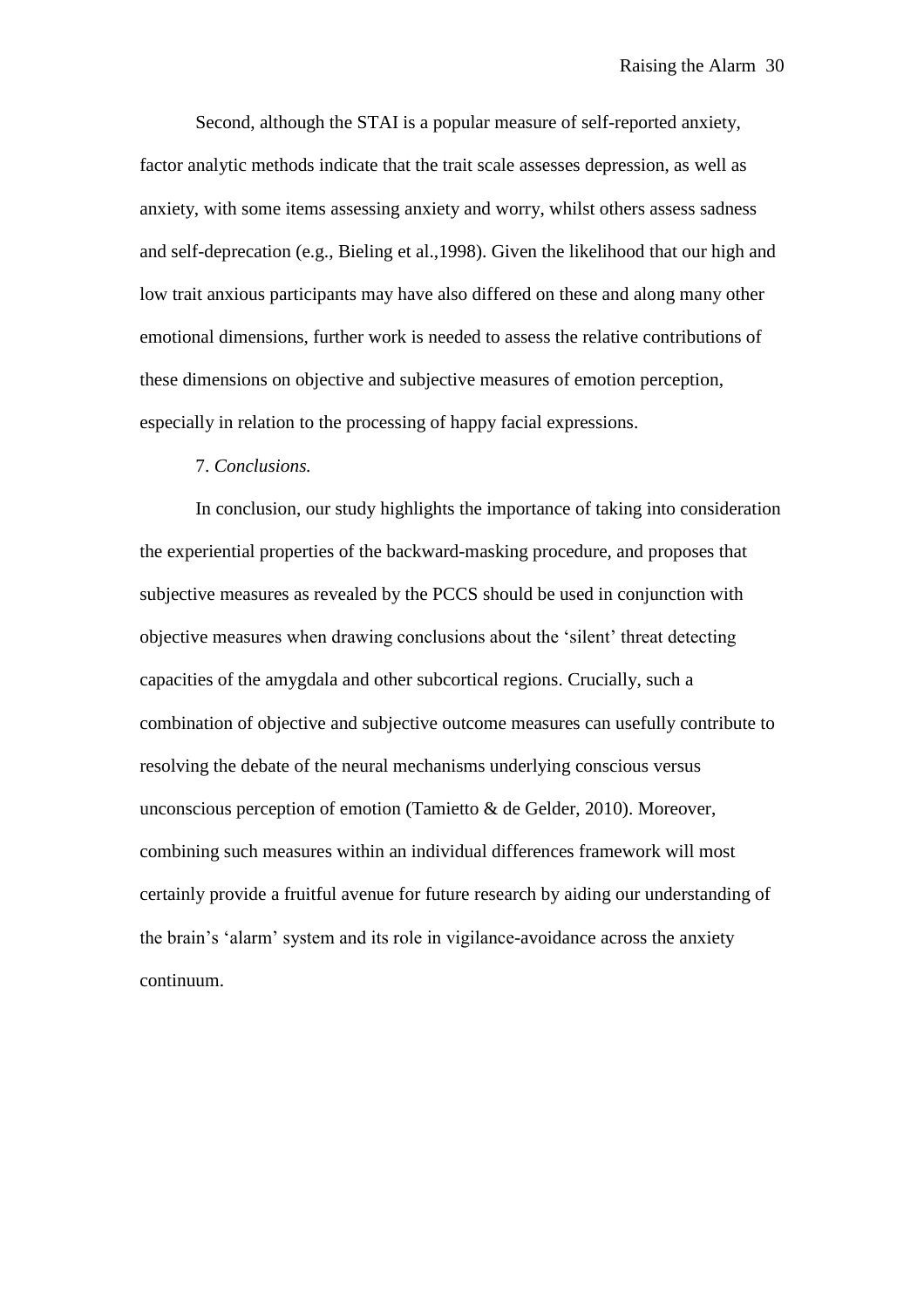Second, although the STAI is a popular measure of self-reported anxiety, factor analytic methods indicate that the trait scale assesses depression, as well as anxiety, with some items assessing anxiety and worry, whilst others assess sadness and self-deprecation (e.g., Bieling et al.,1998). Given the likelihood that our high and low trait anxious participants may have also differed on these and along many other emotional dimensions, further work is needed to assess the relative contributions of these dimensions on objective and subjective measures of emotion perception, especially in relation to the processing of happy facial expressions.

7. *Conclusions.*

In conclusion, our study highlights the importance of taking into consideration the experiential properties of the backward-masking procedure, and proposes that subjective measures as revealed by the PCCS should be used in conjunction with objective measures when drawing conclusions about the 'silent' threat detecting capacities of the amygdala and other subcortical regions. Crucially, such a combination of objective and subjective outcome measures can usefully contribute to resolving the debate of the neural mechanisms underlying conscious versus unconscious perception of emotion (Tamietto & de Gelder, 2010). Moreover, combining such measures within an individual differences framework will most certainly provide a fruitful avenue for future research by aiding our understanding of the brain's 'alarm' system and its role in vigilance-avoidance across the anxiety continuum.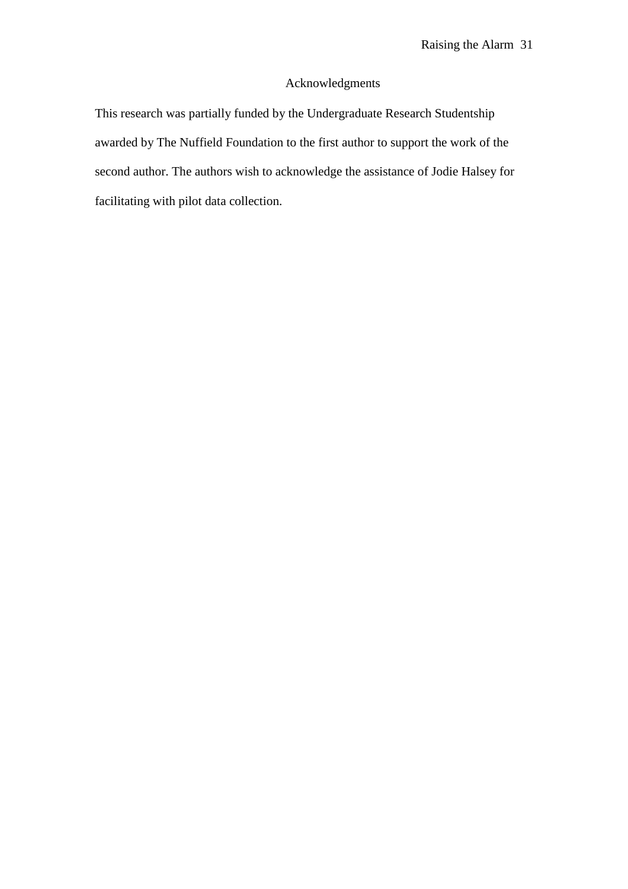## Acknowledgments

This research was partially funded by the Undergraduate Research Studentship awarded by The Nuffield Foundation to the first author to support the work of the second author. The authors wish to acknowledge the assistance of Jodie Halsey for facilitating with pilot data collection.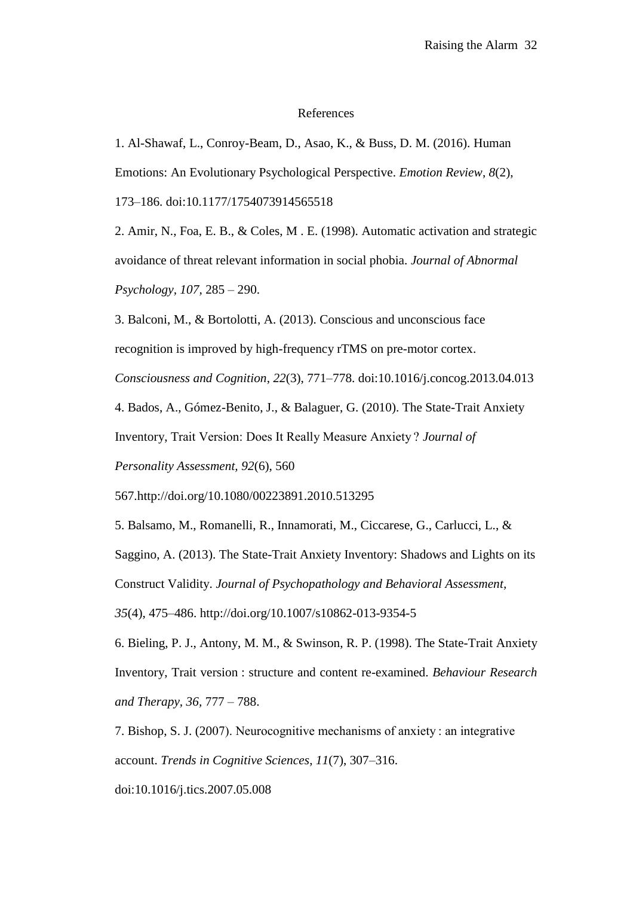References

1. Al-Shawaf, L., Conroy-Beam, D., Asao, K., & Buss, D. M. (2016). Human Emotions: An Evolutionary Psychological Perspective. *Emotion Review*, *8*(2), 173–186. doi:10.1177/1754073914565518

2. Amir, N., Foa, E. B., & Coles, M . E. (1998). Automatic activation and strategic avoidance of threat relevant information in social phobia. *Journal of Abnormal Psychology, 107,* 285 – 290.

3. Balconi, M., & Bortolotti, A. (2013). Conscious and unconscious face recognition is improved by high-frequency rTMS on pre-motor cortex. *Consciousness and Cognition*, *22*(3), 771–778. doi:10.1016/j.concog.2013.04.013

4. Bados, A., Gómez-Benito, J., & Balaguer, G. (2010). The State-Trait Anxiety Inventory, Trait Version: Does It Really Measure Anxiety ? *Journal of Personality Assessment, 92*(6), 560 567.http://doi.org/10.1080/00223891.2010.513295

5. Balsamo, M., Romanelli, R., Innamorati, M., Ciccarese, G., Carlucci, L., & Saggino, A. (2013). The State-Trait Anxiety Inventory: Shadows and Lights on its Construct Validity. *Journal of Psychopathology and Behavioral Assessment, 35*(4), 475–486. http://doi.org/10.1007/s10862-013-9354-5

6. Bieling, P. J., Antony, M. M., & Swinson, R. P. (1998). The State-Trait Anxiety Inventory, Trait version : structure and content re-examined. *Behaviour Research and Therapy, 36,* 777 – 788.

7. Bishop, S. J. (2007). Neurocognitive mechanisms of anxiety : an integrative account. *Trends in Cognitive Sciences*, *11*(7), 307–316. doi:10.1016/j.tics.2007.05.008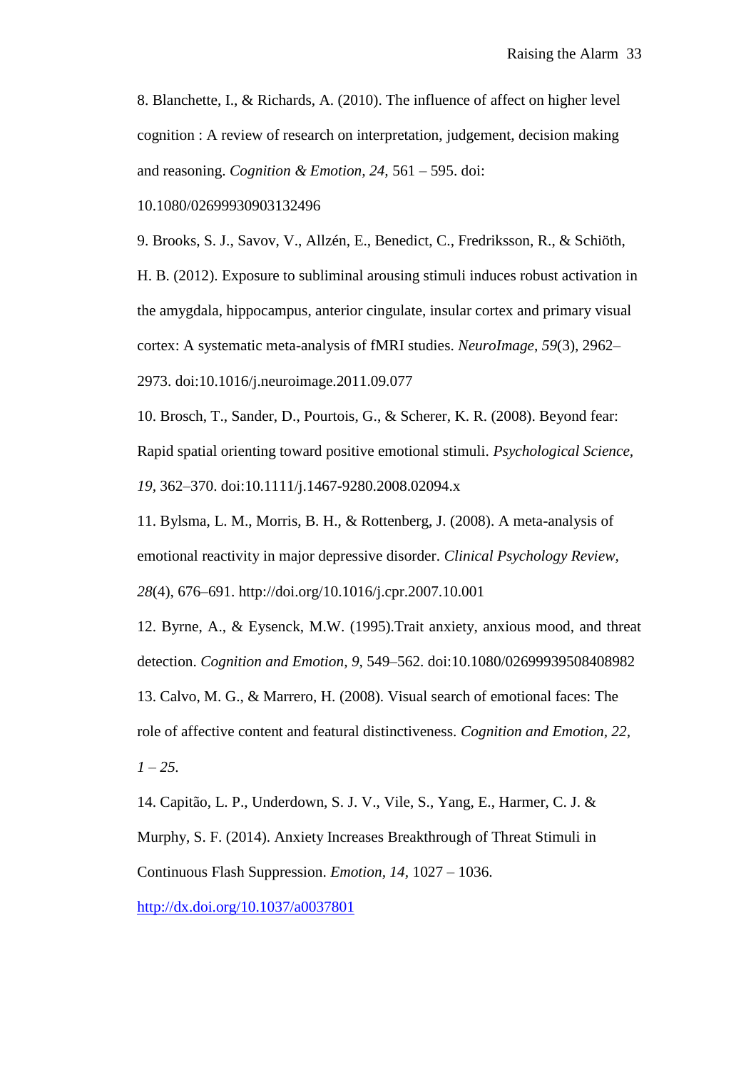8. Blanchette, I., & Richards, A. (2010). The influence of affect on higher level cognition : A review of research on interpretation, judgement, decision making and reasoning. *Cognition & Emotion, 24,* 561 – 595. doi: 10.1080/02699930903132496

9. Brooks, S. J., Savov, V., Allzén, E., Benedict, C., Fredriksson, R., & Schiöth, H. B. (2012). Exposure to subliminal arousing stimuli induces robust activation in the amygdala, hippocampus, anterior cingulate, insular cortex and primary visual cortex: A systematic meta-analysis of fMRI studies. *NeuroImage*, *59*(3), 2962–2973. doi:10.1016/j.neuroimage.2011.09.077

10. Brosch, T., Sander, D., Pourtois, G., & Scherer, K. R. (2008). Beyond fear: Rapid spatial orienting toward positive emotional stimuli. *Psychological Science, 19,* 362–370. doi:10.1111/j.1467-9280.2008.02094.x

11. Bylsma, L. M., Morris, B. H., & Rottenberg, J. (2008). A meta-analysis of emotional reactivity in major depressive disorder. *Clinical Psychology Review*, *28*(4), 676–691. http://doi.org/10.1016/j.cpr.2007.10.001

12. Byrne, A., & Eysenck, M.W. (1995).Trait anxiety, anxious mood, and threat detection. *Cognition and Emotion, 9*, 549–562. doi:10.1080/02699939508408982

13. Calvo, M. G., & Marrero, H. (2008). Visual search of emotional faces: The role of affective content and featural distinctiveness. *Cognition and Emotion, 22, 1 – 25.*

14. Capitão, L. P., Underdown, S. J. V., Vile, S., Yang, E., Harmer, C. J. & Murphy, S. F. (2014). Anxiety Increases Breakthrough of Threat Stimuli in Continuous Flash Suppression. *Emotion, 14,* 1027 – 1036. http://dx.doi.org/10.1037/a0037801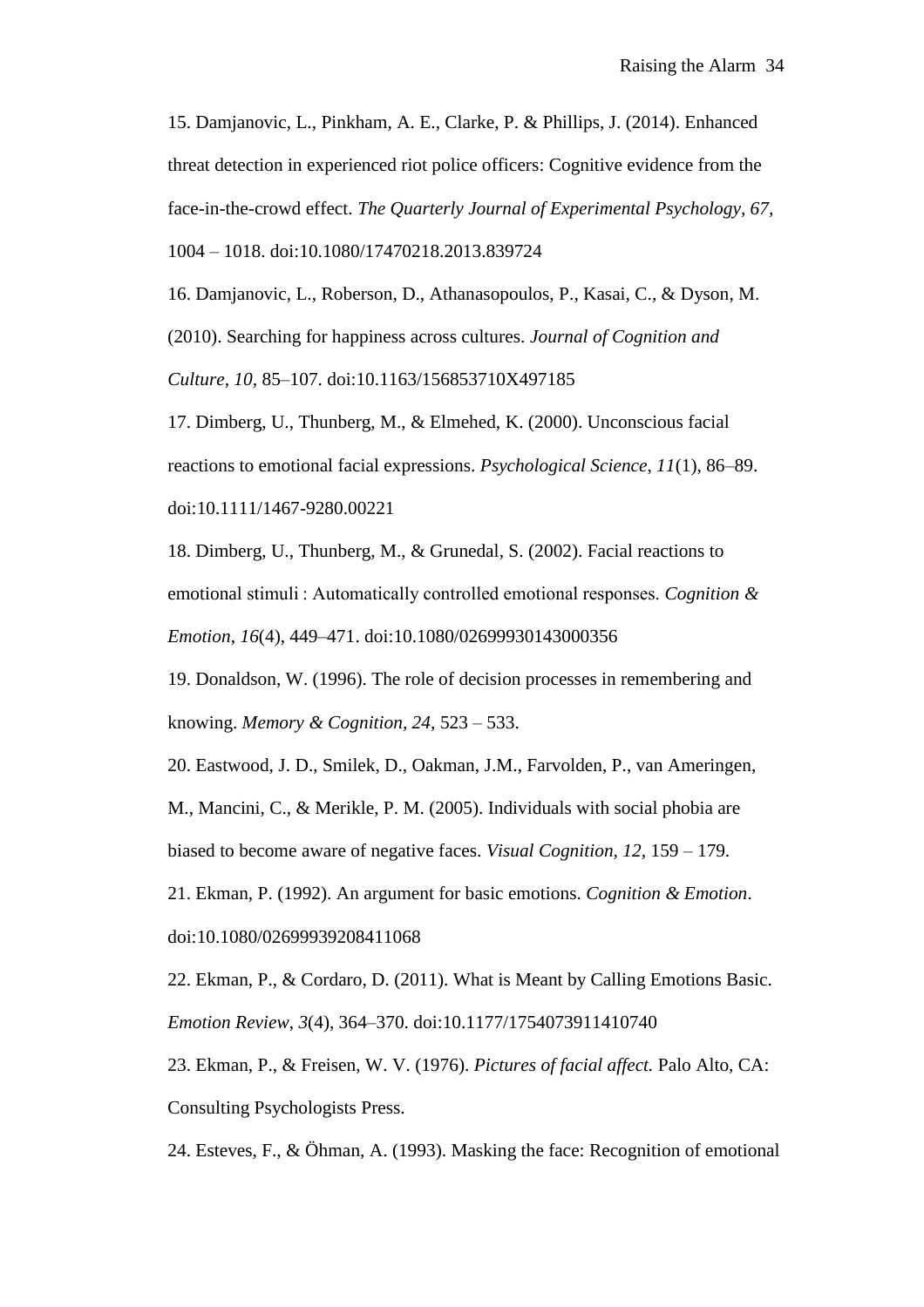15. Damjanovic, L., Pinkham, A. E., Clarke, P. & Phillips, J. (2014). Enhanced threat detection in experienced riot police officers: Cognitive evidence from the face-in-the-crowd effect. *The Quarterly Journal of Experimental Psychology, 67,* 1004 – 1018. doi:10.1080/17470218.2013.839724

16. Damjanovic, L., Roberson, D., Athanasopoulos, P., Kasai, C., & Dyson, M. (2010). Searching for happiness across cultures. *Journal of Cognition and Culture, 10,* 85–107. doi:10.1163/156853710X497185

17. Dimberg, U., Thunberg, M., & Elmehed, K. (2000). Unconscious facial reactions to emotional facial expressions. *Psychological Science*, *11*(1), 86–89. doi:10.1111/1467-9280.00221

18. Dimberg, U., Thunberg, M., & Grunedal, S. (2002). Facial reactions to emotional stimuli : Automatically controlled emotional responses. *Cognition & Emotion*, *16*(4), 449–471. doi:10.1080/02699930143000356

19. Donaldson, W. (1996). The role of decision processes in remembering and knowing. *Memory & Cognition, 24,* 523 – 533.

20. Eastwood, J. D., Smilek, D., Oakman, J.M., Farvolden, P., van Ameringen, M., Mancini, C., & Merikle, P. M. (2005). Individuals with social phobia are biased to become aware of negative faces. *Visual Cognition, 12,* 159 – 179.

21. Ekman, P. (1992). An argument for basic emotions. *Cognition & Emotion*. doi:10.1080/02699939208411068

22. Ekman, P., & Cordaro, D. (2011). What is Meant by Calling Emotions Basic. *Emotion Review*, *3*(4), 364–370. doi:10.1177/1754073911410740

23. Ekman, P., & Freisen, W. V. (1976). *Pictures of facial affect.* Palo Alto, CA: Consulting Psychologists Press.

24. Esteves, F., & Öhman, A. (1993). Masking the face: Recognition of emotional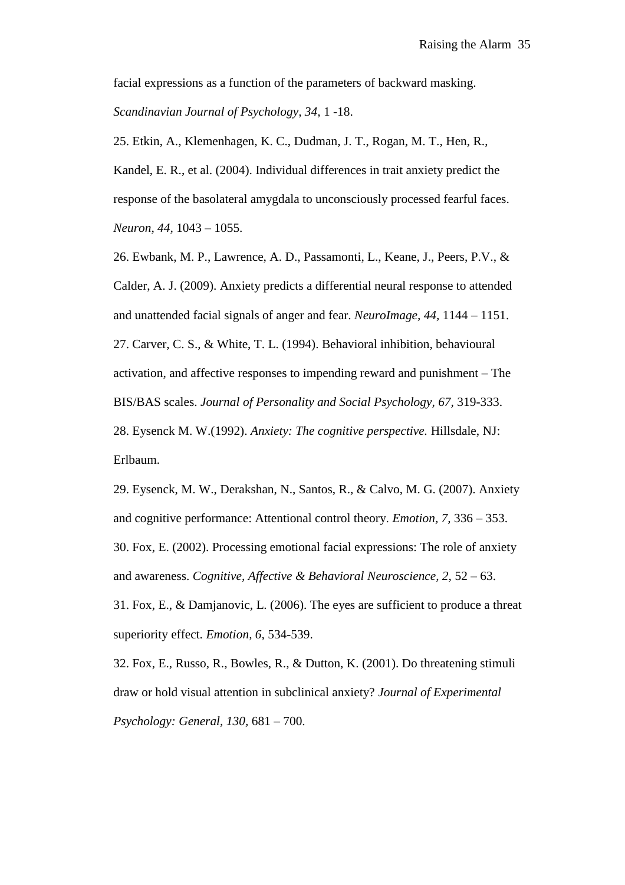facial expressions as a function of the parameters of backward masking. *Scandinavian Journal of Psychology, 34,* 1 -18.

25. Etkin, A., Klemenhagen, K. C., Dudman, J. T., Rogan, M. T., Hen, R., Kandel, E. R., et al. (2004). Individual differences in trait anxiety predict the response of the basolateral amygdala to unconsciously processed fearful faces. *Neuron, 44*, 1043 – 1055.

26. Ewbank, M. P., Lawrence, A. D., Passamonti, L., Keane, J., Peers, P.V., & Calder, A. J. (2009). Anxiety predicts a differential neural response to attended and unattended facial signals of anger and fear. *NeuroImage, 44,* 1144 – 1151.

27. Carver, C. S., & White, T. L. (1994). Behavioral inhibition, behavioural activation, and affective responses to impending reward and punishment – The BIS/BAS scales. *Journal of Personality and Social Psychology, 67*, 319-333.

28. Eysenck M. W.(1992). *Anxiety: The cognitive perspective.* Hillsdale, NJ: Erlbaum.

29. Eysenck, M. W., Derakshan, N., Santos, R., & Calvo, M. G. (2007). Anxiety and cognitive performance: Attentional control theory. *Emotion, 7,* 336 – 353.

30. Fox, E. (2002). Processing emotional facial expressions: The role of anxiety and awareness. *Cognitive, Affective & Behavioral Neuroscience, 2,* 52 – 63.

31. Fox, E., & Damjanovic, L. (2006). The eyes are sufficient to produce a threat superiority effect. *Emotion, 6,* 534-539.

32. Fox, E., Russo, R., Bowles, R., & Dutton, K. (2001). Do threatening stimuli draw or hold visual attention in subclinical anxiety? *Journal of Experimental Psychology: General, 130,* 681 – 700.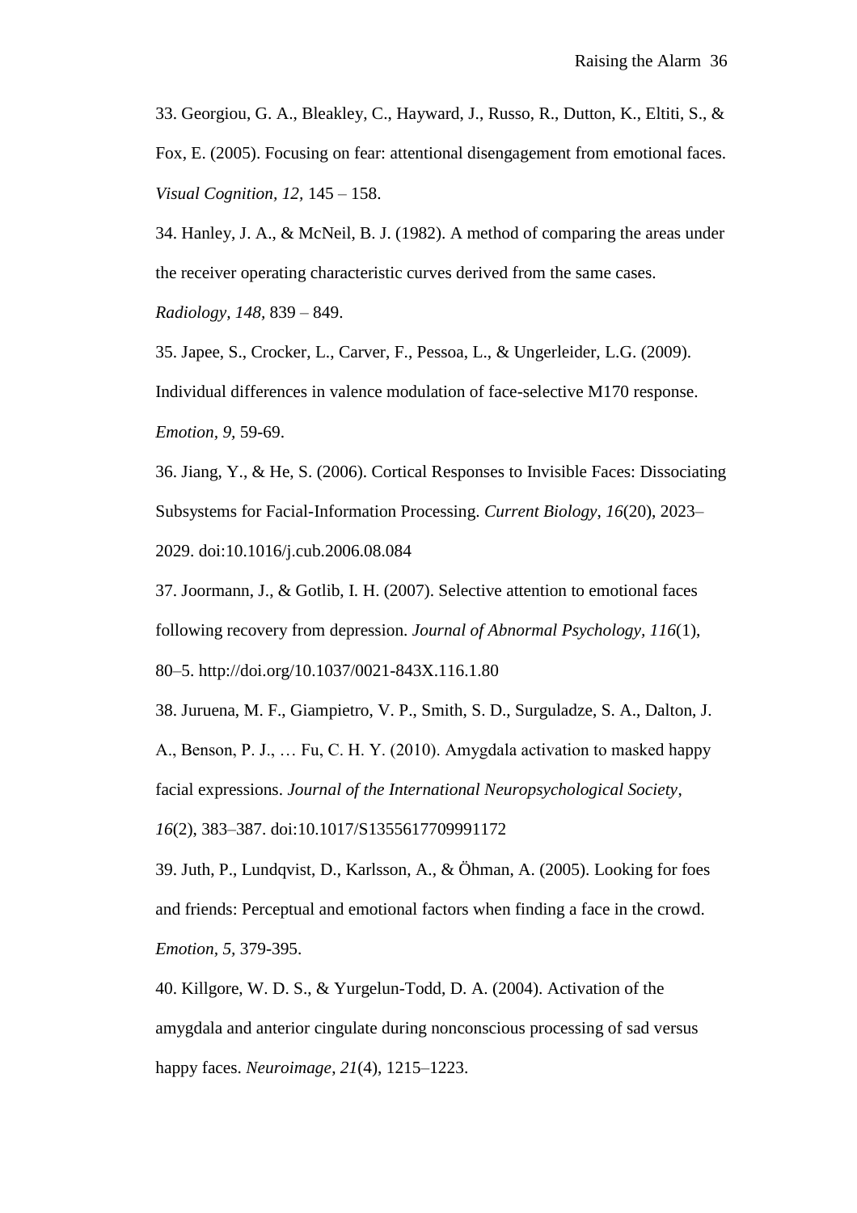33. Georgiou, G. A., Bleakley, C., Hayward, J., Russo, R., Dutton, K., Eltiti, S., & Fox, E. (2005). Focusing on fear: attentional disengagement from emotional faces. *Visual Cognition, 12,* 145 – 158.

34. Hanley, J. A., & McNeil, B. J. (1982). A method of comparing the areas under the receiver operating characteristic curves derived from the same cases. *Radiology, 148,* 839 – 849.

35. Japee, S., Crocker, L., Carver, F., Pessoa, L., & Ungerleider, L.G. (2009). Individual differences in valence modulation of face-selective M170 response. *Emotion, 9*, 59-69.

36. Jiang, Y., & He, S. (2006). Cortical Responses to Invisible Faces: Dissociating Subsystems for Facial-Information Processing. *Current Biology*, *16*(20), 2023–2029. doi:10.1016/j.cub.2006.08.084

37. Joormann, J., & Gotlib, I. H. (2007). Selective attention to emotional faces following recovery from depression. *Journal of Abnormal Psychology*, *116*(1), 80–5. http://doi.org/10.1037/0021-843X.116.1.80

38. Juruena, M. F., Giampietro, V. P., Smith, S. D., Surguladze, S. A., Dalton, J. A., Benson, P. J., … Fu, C. H. Y. (2010). Amygdala activation to masked happy facial expressions. *Journal of the International Neuropsychological Society*, *16*(2), 383–387. doi:10.1017/S1355617709991172

39. Juth, P., Lundqvist, D., Karlsson, A., & Öhman, A. (2005). Looking for foes and friends: Perceptual and emotional factors when finding a face in the crowd. *Emotion, 5,* 379-395.

40. Killgore, W. D. S., & Yurgelun-Todd, D. A. (2004). Activation of the amygdala and anterior cingulate during nonconscious processing of sad versus happy faces. *Neuroimage*, *21*(4), 1215–1223.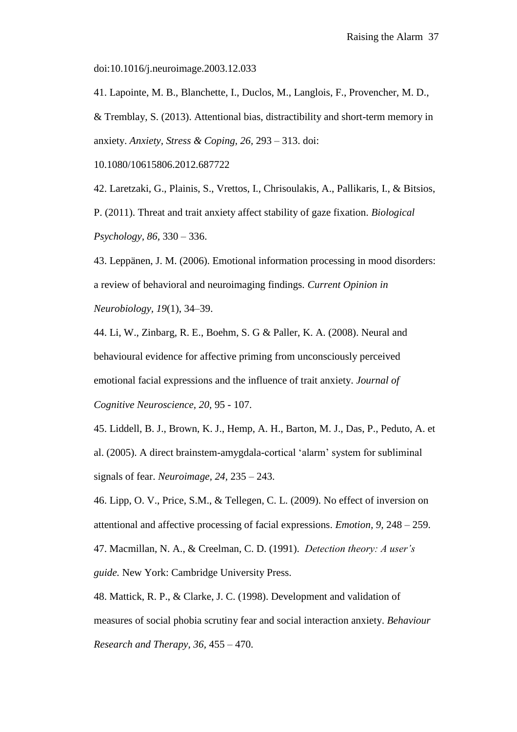doi:10.1016/j.neuroimage.2003.12.033

41. Lapointe, M. B., Blanchette, I., Duclos, M., Langlois, F., Provencher, M. D., & Tremblay, S. (2013). Attentional bias, distractibility and short-term memory in anxiety. *Anxiety, Stress & Coping, 26*, 293 – 313. doi: 10.1080/10615806.2012.687722

42. Laretzaki, G., Plainis, S., Vrettos, I., Chrisoulakis, A., Pallikaris, I., & Bitsios, P. (2011). Threat and trait anxiety affect stability of gaze fixation. *Biological Psychology, 86*, 330 – 336.

43. Leppänen, J. M. (2006). Emotional information processing in mood disorders: a review of behavioral and neuroimaging findings. *Current Opinion in Neurobiology, 19*(1), 34–39.

44. Li, W., Zinbarg, R. E., Boehm, S. G & Paller, K. A. (2008). Neural and behavioural evidence for affective priming from unconsciously perceived emotional facial expressions and the influence of trait anxiety. *Journal of Cognitive Neuroscience, 20,* 95 - 107.

45. Liddell, B. J., Brown, K. J., Hemp, A. H., Barton, M. J., Das, P., Peduto, A. et al. (2005). A direct brainstem-amygdala-cortical 'alarm' system for subliminal signals of fear. *Neuroimage, 24*, 235 – 243.

46. Lipp, O. V., Price, S.M., & Tellegen, C. L. (2009). No effect of inversion on attentional and affective processing of facial expressions. *Emotion, 9,* 248 – 259.

47. Macmillan, N. A., & Creelman, C. D. (1991). *Detection theory: A user's guide.* New York: Cambridge University Press.

48. Mattick, R. P., & Clarke, J. C. (1998). Development and validation of measures of social phobia scrutiny fear and social interaction anxiety. *Behaviour Research and Therapy, 36,* 455 – 470.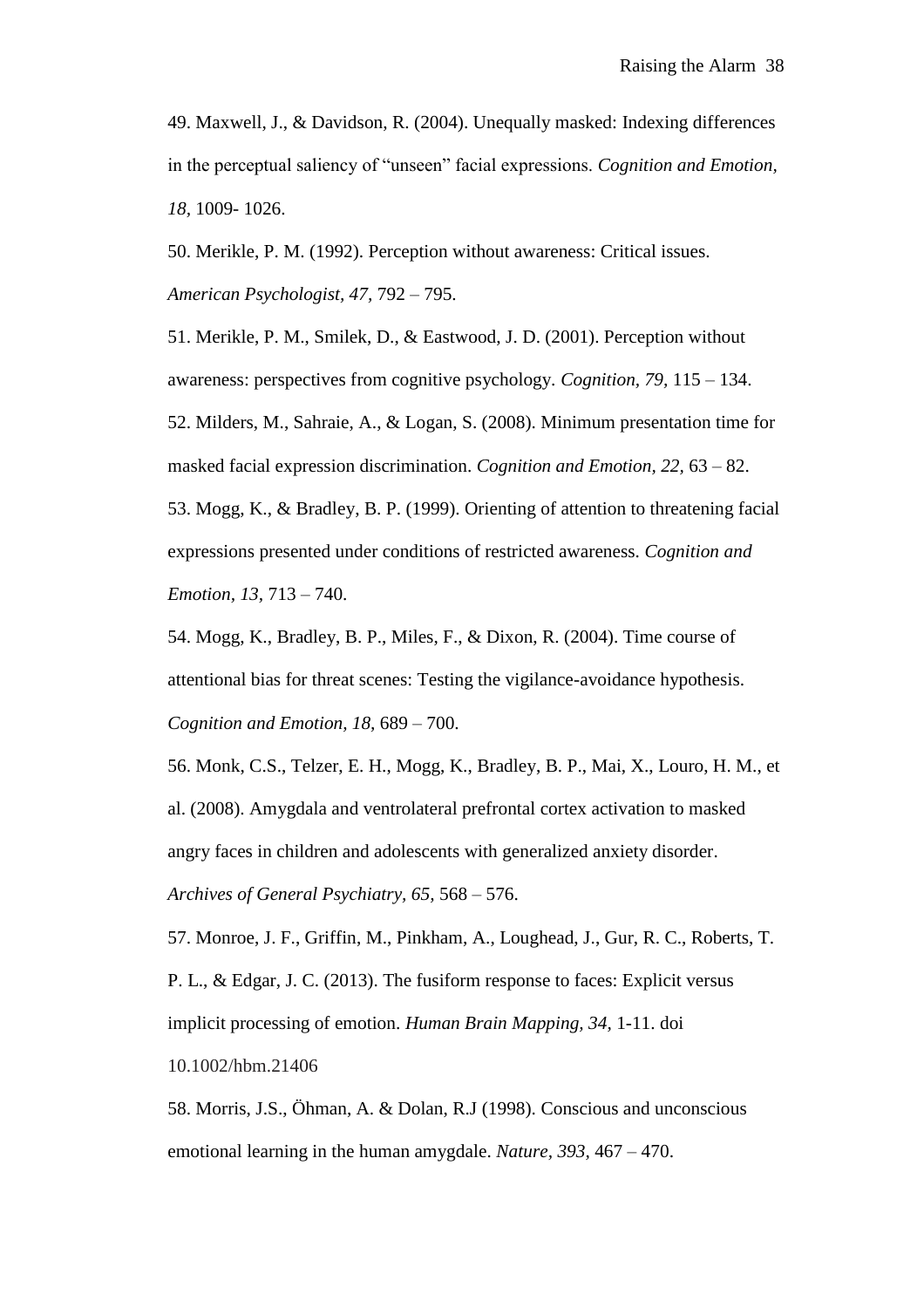49. Maxwell, J., & Davidson, R. (2004). Unequally masked: Indexing differences in the perceptual saliency of "unseen" facial expressions. *Cognition and Emotion, 18*, 1009- 1026.

50. Merikle, P. M. (1992). Perception without awareness: Critical issues. *American Psychologist, 47*, 792 – 795.

51. Merikle, P. M., Smilek, D., & Eastwood, J. D. (2001). Perception without awareness: perspectives from cognitive psychology. *Cognition, 79*, 115 – 134.

52. Milders, M., Sahraie, A., & Logan, S. (2008). Minimum presentation time for masked facial expression discrimination. *Cognition and Emotion, 22*, 63 – 82.

53. Mogg, K., & Bradley, B. P. (1999). Orienting of attention to threatening facial expressions presented under conditions of restricted awareness. *Cognition and Emotion, 13*, 713 – 740.

54. Mogg, K., Bradley, B. P., Miles, F., & Dixon, R. (2004). Time course of attentional bias for threat scenes: Testing the vigilance-avoidance hypothesis. *Cognition and Emotion, 18*, 689 – 700.

56. Monk, C.S., Telzer, E. H., Mogg, K., Bradley, B. P., Mai, X., Louro, H. M., et al. (2008). Amygdala and ventrolateral prefrontal cortex activation to masked angry faces in children and adolescents with generalized anxiety disorder. *Archives of General Psychiatry, 65*, 568 – 576.

57. Monroe, J. F., Griffin, M., Pinkham, A., Loughead, J., Gur, R. C., Roberts, T. P. L., & Edgar, J. C. (2013). The fusiform response to faces: Explicit versus implicit processing of emotion. *Human Brain Mapping, 34*, 1-11. doi 10.1002/hbm.21406

58. Morris, J.S., Öhman, A. & Dolan, R.J (1998). Conscious and unconscious emotional learning in the human amygdale. *Nature, 393*, 467 – 470.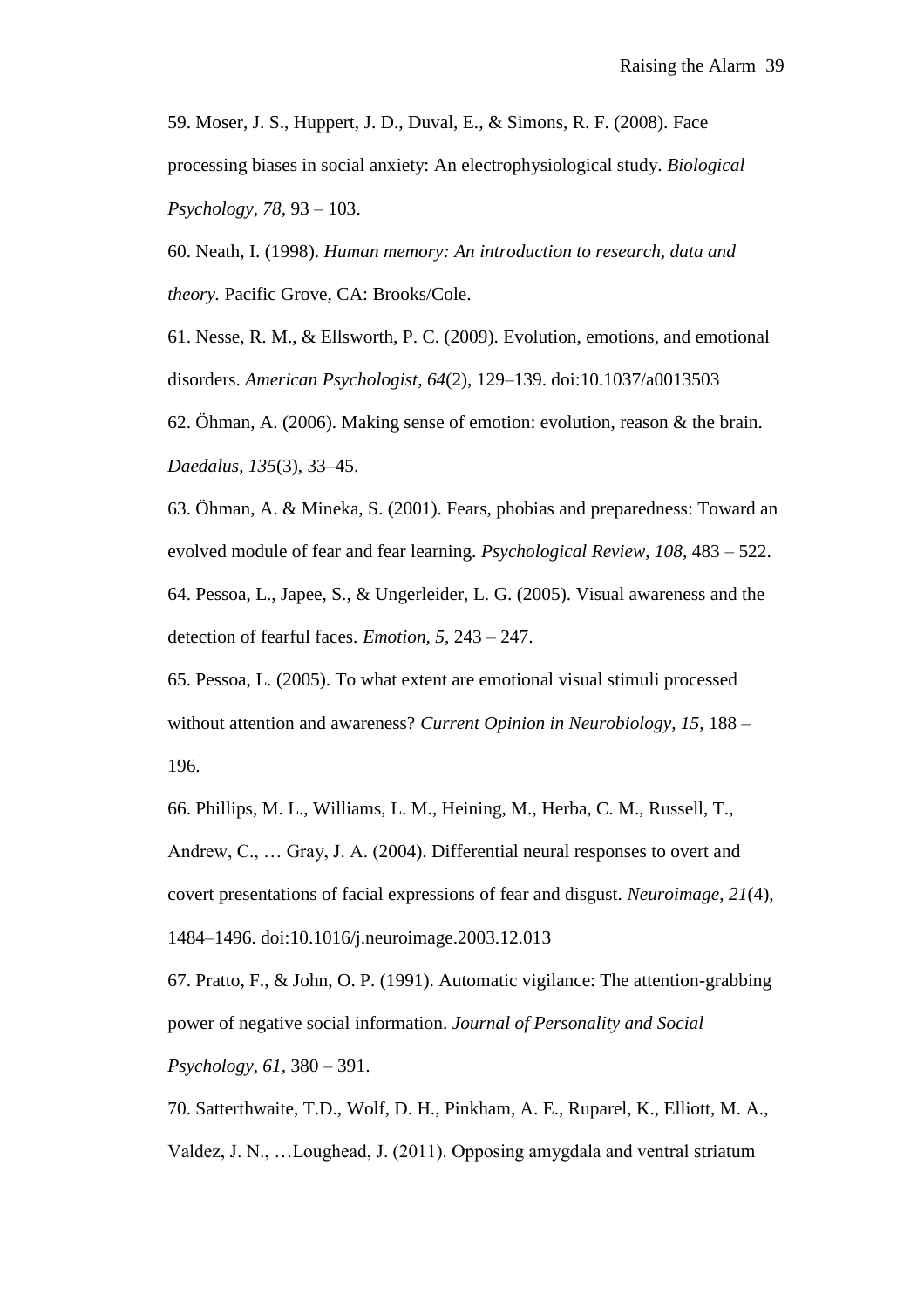59. Moser, J. S., Huppert, J. D., Duval, E., & Simons, R. F. (2008). Face processing biases in social anxiety: An electrophysiological study. *Biological Psychology*, *78*, 93 – 103.

60. Neath, I. (1998). *Human memory: An introduction to research, data and theory.* Pacific Grove, CA: Brooks/Cole.

61. Nesse, R. M., & Ellsworth, P. C. (2009). Evolution, emotions, and emotional disorders. *American Psychologist*, *64*(2), 129–139. doi:10.1037/a0013503

62. Öhman, A. (2006). Making sense of emotion: evolution, reason & the brain. *Daedalus*, *135*(3), 33–45.

63. Öhman, A. & Mineka, S. (2001). Fears, phobias and preparedness: Toward an evolved module of fear and fear learning. *Psychological Review, 108,* 483 – 522.

64. Pessoa, L., Japee, S., & Ungerleider, L. G. (2005). Visual awareness and the detection of fearful faces. *Emotion, 5,* 243 – 247.

65. Pessoa, L. (2005). To what extent are emotional visual stimuli processed without attention and awareness? *Current Opinion in Neurobiology, 15,* 188 – 196.

66. Phillips, M. L., Williams, L. M., Heining, M., Herba, C. M., Russell, T., Andrew, C., … Gray, J. A. (2004). Differential neural responses to overt and covert presentations of facial expressions of fear and disgust. *Neuroimage*, *21*(4), 1484–1496. doi:10.1016/j.neuroimage.2003.12.013

67. Pratto, F., & John, O. P. (1991). Automatic vigilance: The attention-grabbing power of negative social information. *Journal of Personality and Social Psychology, 61,* 380 – 391.

70. Satterthwaite, T.D., Wolf, D. H., Pinkham, A. E., Ruparel, K., Elliott, M. A., Valdez, J. N., …Loughead, J. (2011). Opposing amygdala and ventral striatum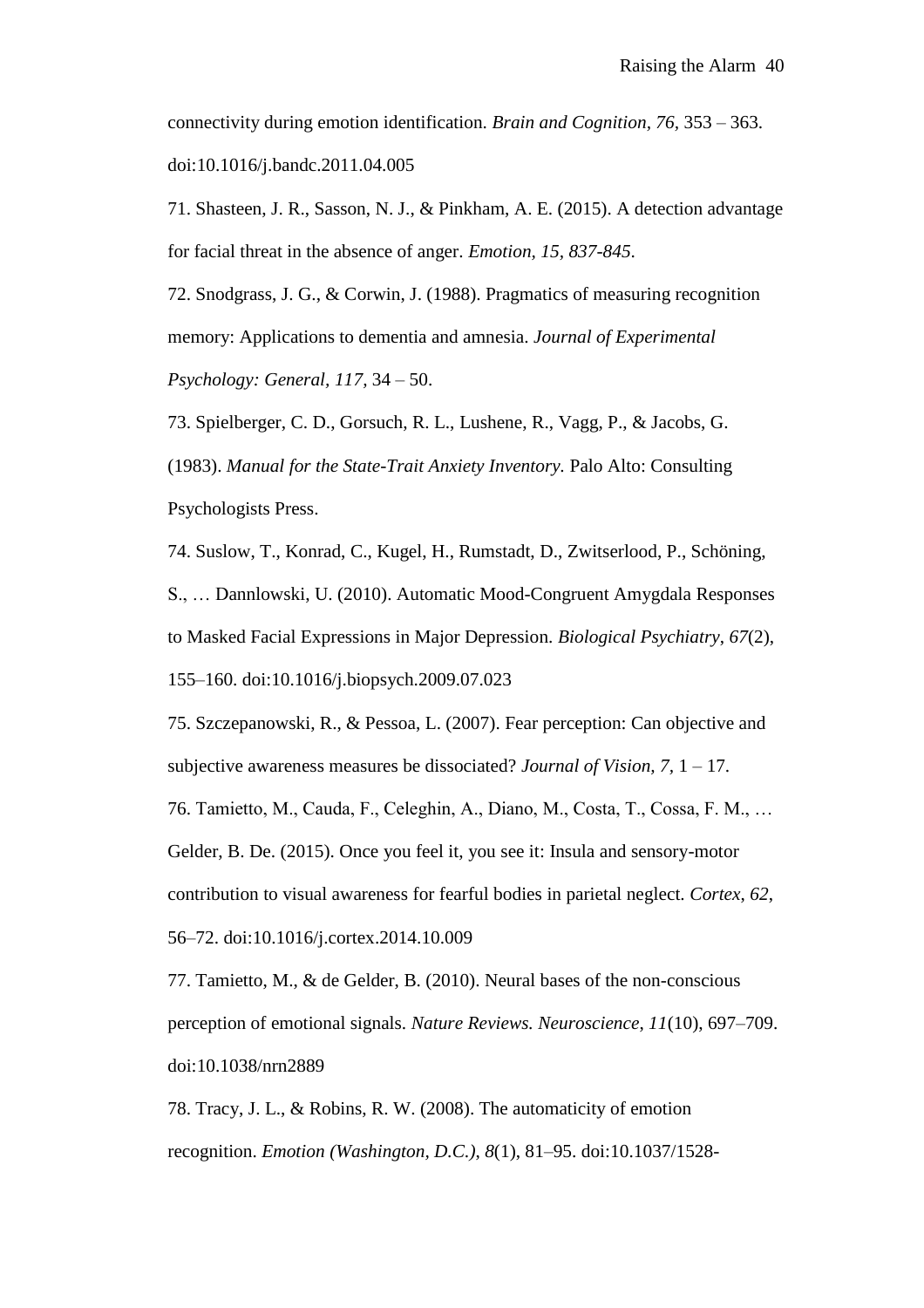connectivity during emotion identification. *Brain and Cognition*, *76*, 353 – 363. doi:10.1016/j.bandc.2011.04.005

71. Shasteen, J. R., Sasson, N. J., & Pinkham, A. E. (2015). A detection advantage for facial threat in the absence of anger. *Emotion, 15, 837-845.*

72. Snodgrass, J. G., & Corwin, J. (1988). Pragmatics of measuring recognition memory: Applications to dementia and amnesia. *Journal of Experimental Psychology: General, 117*, 34 – 50.

73. Spielberger, C. D., Gorsuch, R. L., Lushene, R., Vagg, P., & Jacobs, G. (1983). *Manual for the State-Trait Anxiety Inventory.* Palo Alto: Consulting Psychologists Press.

74. Suslow, T., Konrad, C., Kugel, H., Rumstadt, D., Zwitserlood, P., Schöning, S., … Dannlowski, U. (2010). Automatic Mood-Congruent Amygdala Responses to Masked Facial Expressions in Major Depression. *Biological Psychiatry*, *67*(2), 155–160. doi:10.1016/j.biopsych.2009.07.023

75. Szczepanowski, R., & Pessoa, L. (2007). Fear perception: Can objective and subjective awareness measures be dissociated? *Journal of Vision, 7,* 1 – 17.

76. Tamietto, M., Cauda, F., Celeghin, A., Diano, M., Costa, T., Cossa, F. M., … Gelder, B. De. (2015). Once you feel it, you see it: Insula and sensory-motor contribution to visual awareness for fearful bodies in parietal neglect. *Cortex*, *62*, 56–72. doi:10.1016/j.cortex.2014.10.009

77. Tamietto, M., & de Gelder, B. (2010). Neural bases of the non-conscious perception of emotional signals. *Nature Reviews. Neuroscience*, *11*(10), 697–709. doi:10.1038/nrn2889

78. Tracy, J. L., & Robins, R. W. (2008). The automaticity of emotion recognition. *Emotion (Washington, D.C.)*, *8*(1), 81–95. doi:10.1037/1528-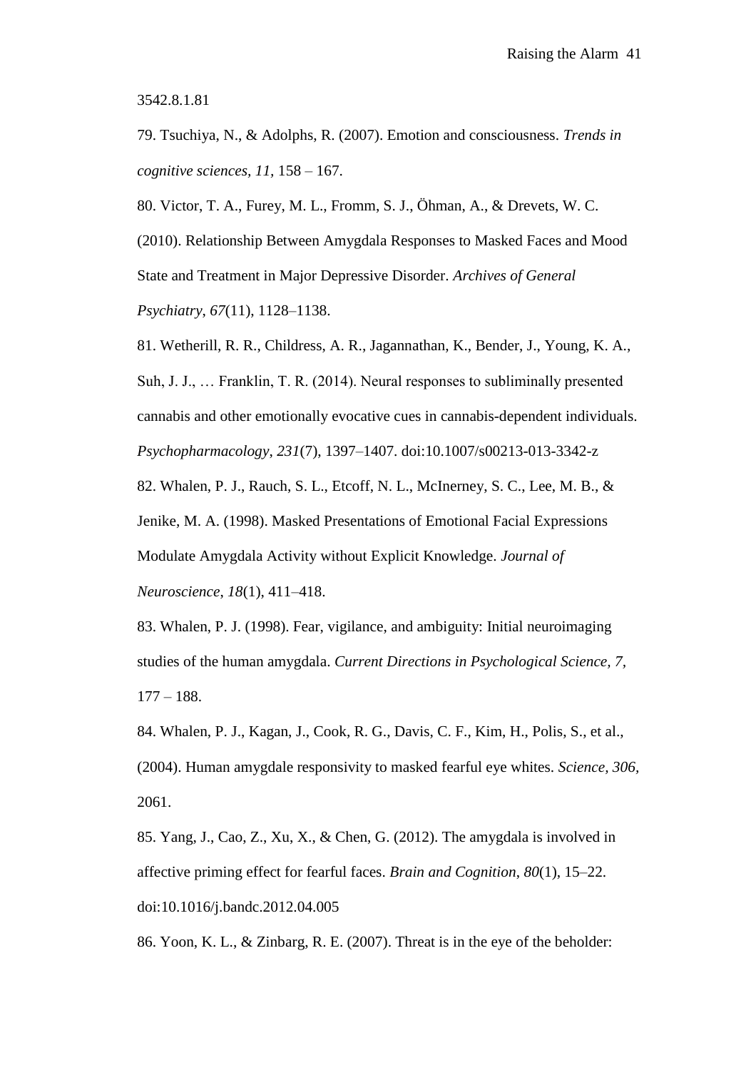3542.8.1.81

79. Tsuchiya, N., & Adolphs, R. (2007). Emotion and consciousness. *Trends in cognitive sciences, 11,* 158 – 167.

80. Victor, T. A., Furey, M. L., Fromm, S. J., Öhman, A., & Drevets, W. C. (2010). Relationship Between Amygdala Responses to Masked Faces and Mood State and Treatment in Major Depressive Disorder. *Archives of General Psychiatry*, *67*(11), 1128–1138.

81. Wetherill, R. R., Childress, A. R., Jagannathan, K., Bender, J., Young, K. A., Suh, J. J., … Franklin, T. R. (2014). Neural responses to subliminally presented cannabis and other emotionally evocative cues in cannabis-dependent individuals. *Psychopharmacology*, *231*(7), 1397–1407. doi:10.1007/s00213-013-3342-z

82. Whalen, P. J., Rauch, S. L., Etcoff, N. L., McInerney, S. C., Lee, M. B., & Jenike, M. A. (1998). Masked Presentations of Emotional Facial Expressions Modulate Amygdala Activity without Explicit Knowledge. *Journal of Neuroscience*, *18*(1), 411–418.

83. Whalen, P. J. (1998). Fear, vigilance, and ambiguity: Initial neuroimaging studies of the human amygdala. *Current Directions in Psychological Science, 7,* 177 – 188.

84. Whalen, P. J., Kagan, J., Cook, R. G., Davis, C. F., Kim, H., Polis, S., et al., (2004). Human amygdale responsivity to masked fearful eye whites. *Science, 306,* 2061.

85. Yang, J., Cao, Z., Xu, X., & Chen, G. (2012). The amygdala is involved in affective priming effect for fearful faces. *Brain and Cognition*, *80*(1), 15–22. doi:10.1016/j.bandc.2012.04.005

86. Yoon, K. L., & Zinbarg, R. E. (2007). Threat is in the eye of the beholder: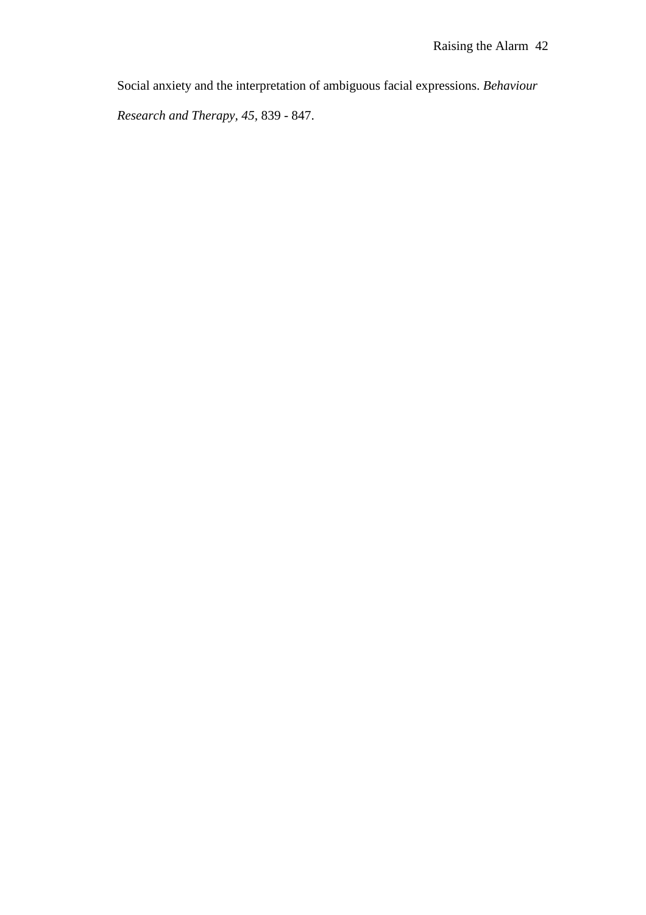Social anxiety and the interpretation of ambiguous facial expressions. *Behaviour Research and Therapy, 45*, 839 - 847.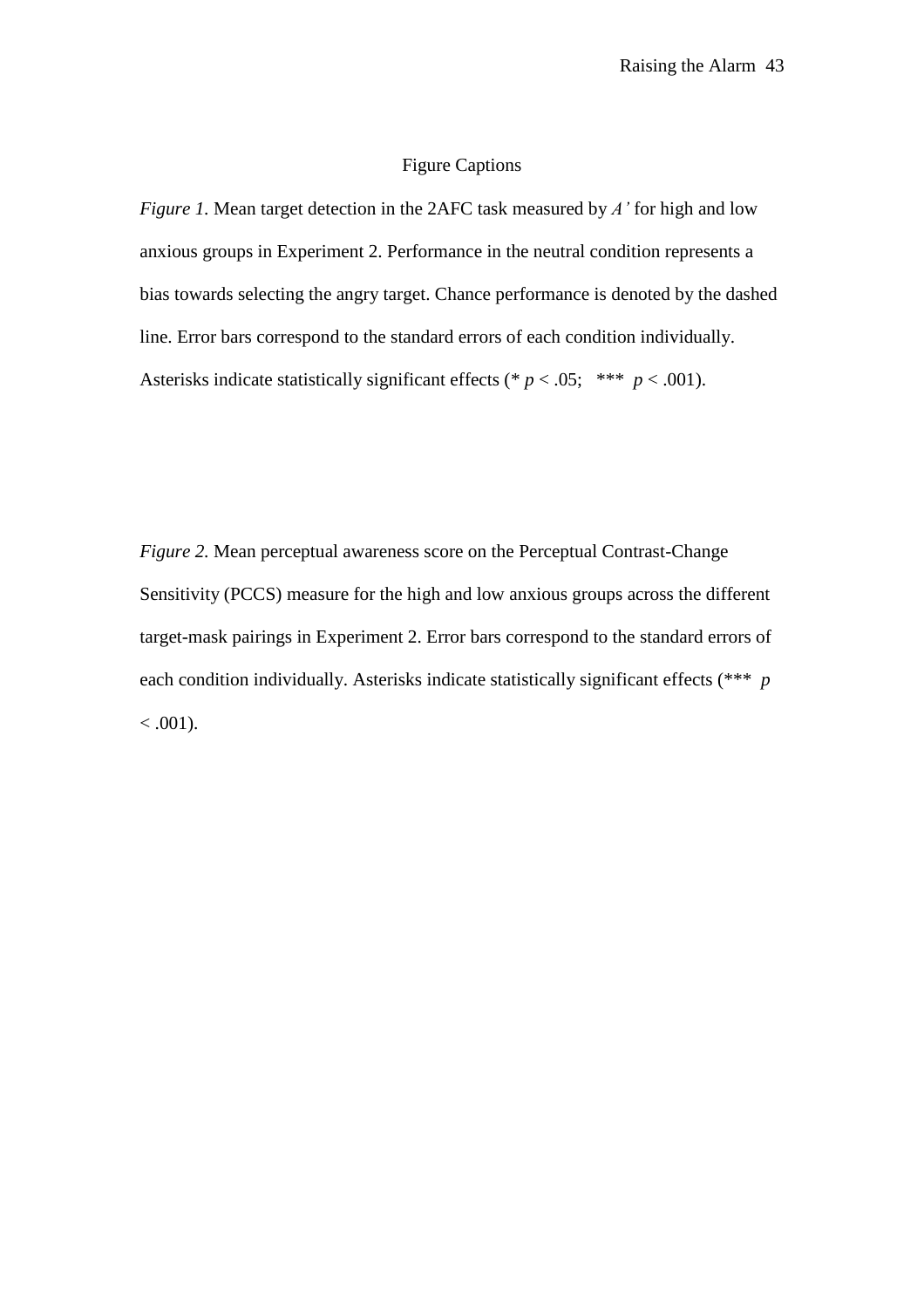## Figure Captions

*Figure 1.* Mean target detection in the 2AFC task measured by *A'* for high and low anxious groups in Experiment 2. Performance in the neutral condition represents a bias towards selecting the angry target. Chance performance is denoted by the dashed line. Error bars correspond to the standard errors of each condition individually. Asterisks indicate statistically significant effects (* $p < .05$; *** $p < .001$).

*Figure 2.* Mean perceptual awareness score on the Perceptual Contrast-Change Sensitivity (PCCS) measure for the high and low anxious groups across the different target-mask pairings in Experiment 2. Error bars correspond to the standard errors of each condition individually. Asterisks indicate statistically significant effects (*** $p < .001$).